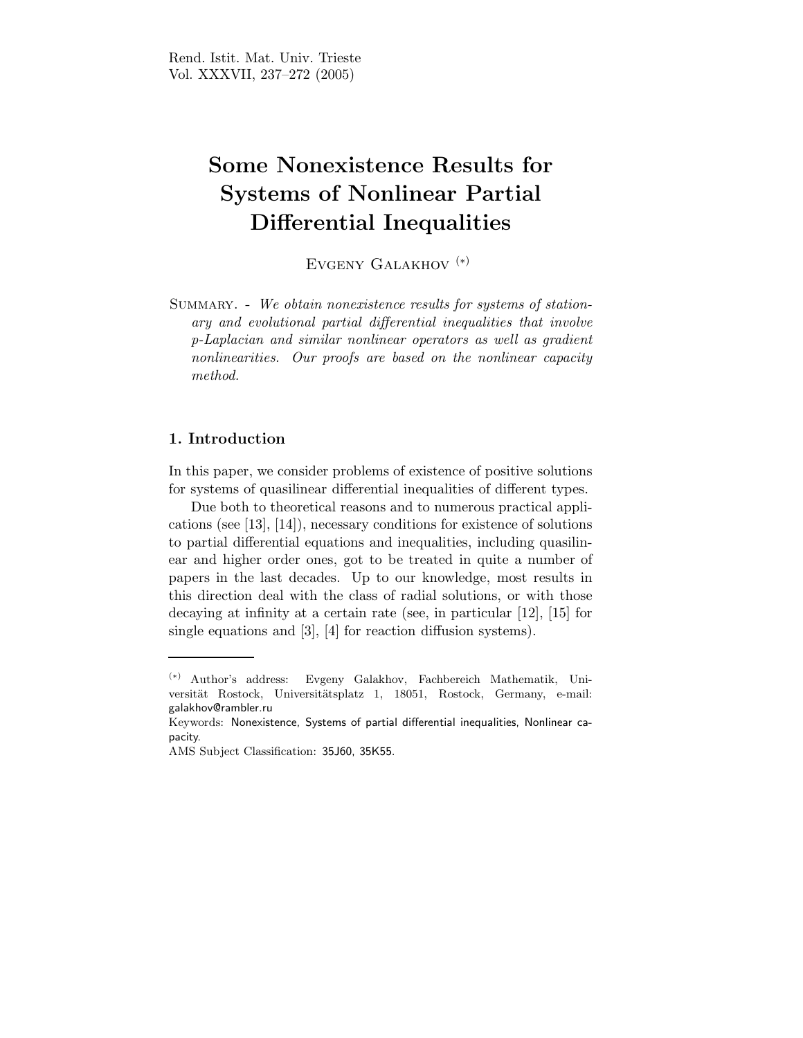# Some Nonexistence Results for Systems of Nonlinear Partial Differential Inequalities

Evgeny Galakhov [(*)]

Summary. - *We obtain nonexistence results for systems of stationary and evolutional partial differential inequalities that involve p-Laplacian and similar nonlinear operators as well as gradient nonlinearities. Our proofs are based on the nonlinear capacity method.*

## 1. Introduction

In this paper, we consider problems of existence of positive solutions for systems of quasilinear differential inequalities of different types.

Due both to theoretical reasons and to numerous practical applications (see [13], [14]), necessary conditions for existence of solutions to partial differential equations and inequalities, including quasilinear and higher order ones, got to be treated in quite a number of papers in the last decades. Up to our knowledge, most results in this direction deal with the class of radial solutions, or with those decaying at infinity at a certain rate (see, in particular [12], [15] for single equations and [3], [4] for reaction diffusion systems).

---

(*) Author's address: Evgeny Galakhov, Fachbereich Mathematik, Universität Rostock, Universitätsplatz 1, 18051, Rostock, Germany, e-mail: galakhov@rambler.ru

Keywords: Nonexistence, Systems of partial differential inequalities, Nonlinear capacity.

AMS Subject Classification: 35J60, 35K55.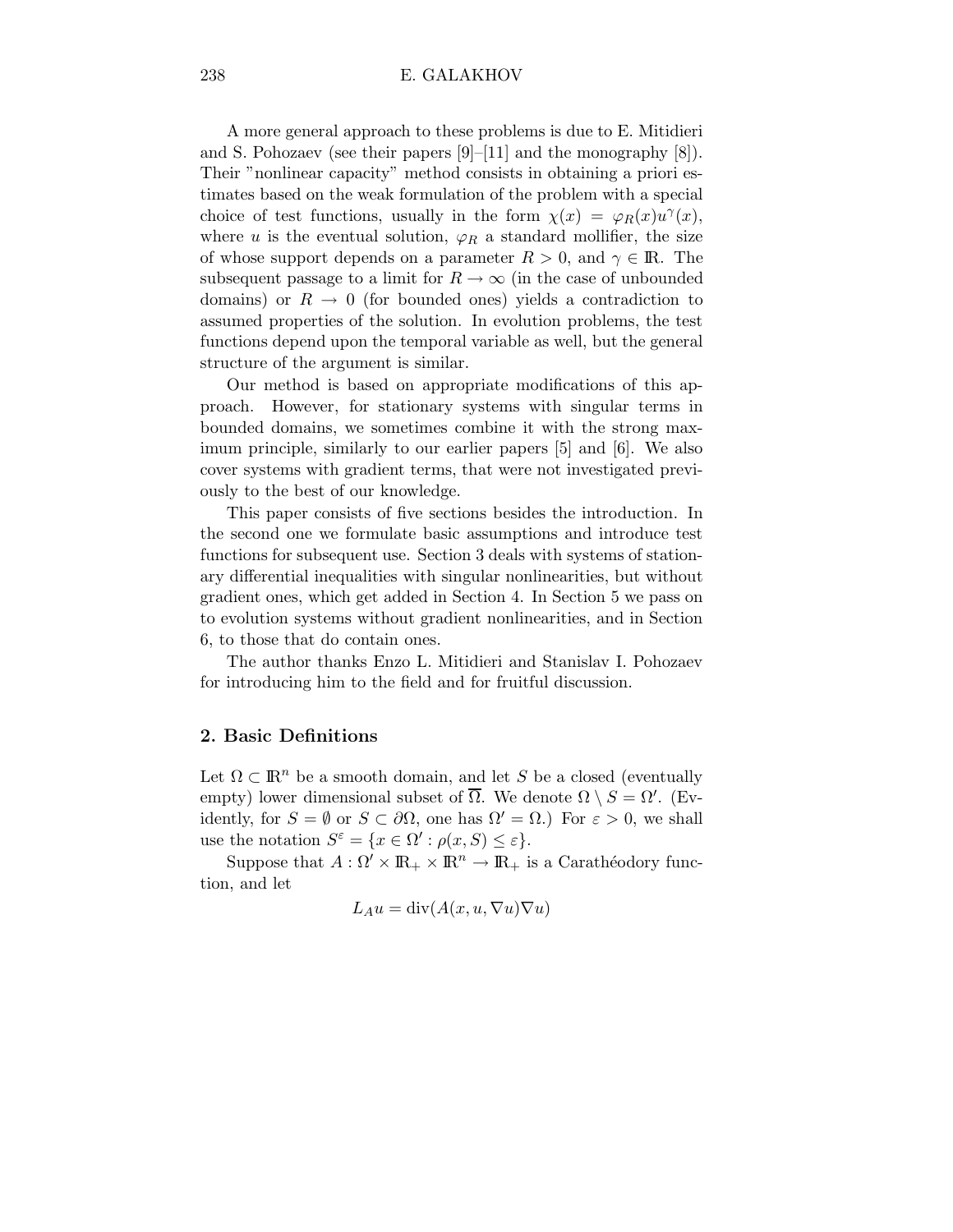A more general approach to these problems is due to E. Mitidieri and S. Pohozaev (see their papers [9]–[11] and the monography [8]). Their "nonlinear capacity" method consists in obtaining a priori estimates based on the weak formulation of the problem with a special choice of test functions, usually in the form $\chi(x) = \varphi_R(x)u^\gamma(x)$, where $u$ is the eventual solution, $\varphi_R$ a standard mollifier, the size of whose support depends on a parameter $R > 0$, and $\gamma \in \mathbb{R}$. The subsequent passage to a limit for $R \to \infty$ (in the case of unbounded domains) or $R \to 0$ (for bounded ones) yields a contradiction to assumed properties of the solution. In evolution problems, the test functions depend upon the temporal variable as well, but the general structure of the argument is similar.

Our method is based on appropriate modifications of this approach. However, for stationary systems with singular terms in bounded domains, we sometimes combine it with the strong maximum principle, similarly to our earlier papers [5] and [6]. We also cover systems with gradient terms, that were not investigated previously to the best of our knowledge.

This paper consists of five sections besides the introduction. In the second one we formulate basic assumptions and introduce test functions for subsequent use. Section 3 deals with systems of stationary differential inequalities with singular nonlinearities, but without gradient ones, which get added in Section 4. In Section 5 we pass on to evolution systems without gradient nonlinearities, and in Section 6, to those that do contain ones.

The author thanks Enzo L. Mitidieri and Stanislav I. Pohozaev for introducing him to the field and for fruitful discussion.

## 2. Basic Definitions

Let $\Omega \subset \mathbb{R}^n$ be a smooth domain, and let $S$ be a closed (eventually empty) lower dimensional subset of $\overline{\Omega}$. We denote $\Omega \setminus S = \Omega'$. (Evidently, for $S = \emptyset$ or $S \subset \partial\Omega$, one has $\Omega' = \Omega$.) For $\varepsilon > 0$, we shall use the notation $S^\varepsilon = \{x \in \Omega' : \rho(x, S) \leq \varepsilon\}$.

Suppose that $A : \Omega' \times \mathbb{R}_+ \times \mathbb{R}^n \to \mathbb{R}_+$ is a Carathéodory function, and let

$$L_A u = \operatorname{div}(A(x, u, \nabla u)\nabla u)$$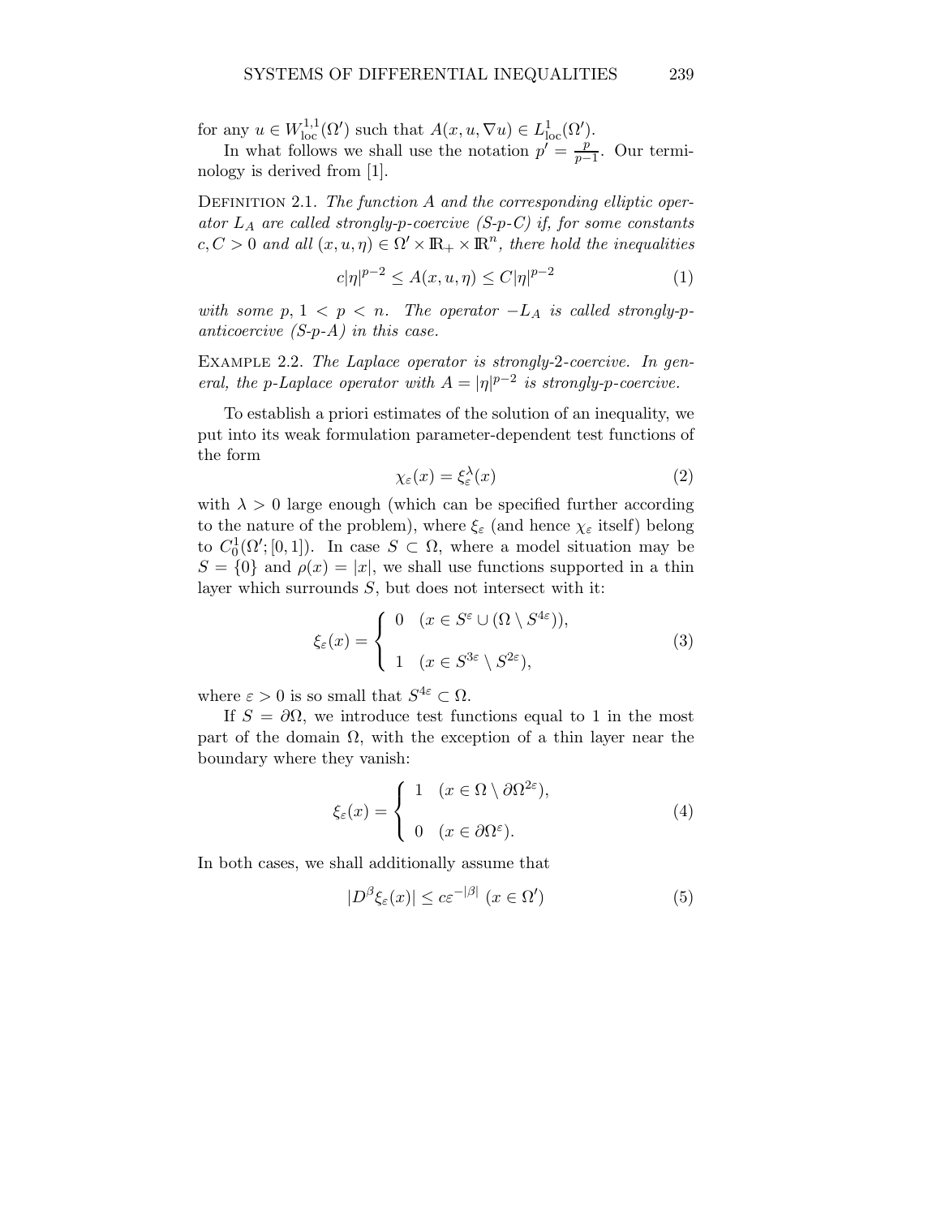for any $u \in W^{1,1}_{\mathrm{loc}}(\Omega')$ such that $A(x, u, \nabla u) \in L^1_{\mathrm{loc}}(\Omega')$.

In what follows we shall use the notation $p' = \frac{p}{p-1}$. Our terminology is derived from [1].

Definition 2.1. *The function $A$ and the corresponding elliptic operator $L_A$ are called strongly-p-coercive (S-p-C) if, for some constants $c, C > 0$ and all $(x, u, \eta) \in \Omega' \times \mathbb{R}_+ \times \mathbb{R}^n$, there hold the inequalities*

$$c|\eta|^{p-2} \le A(x, u, \eta) \le C|\eta|^{p-2} \tag{1}$$

*with some $p$, $1 < p < n$. The operator $-L_A$ is called strongly-p-anticoercive (S-p-A) in this case.*

Example 2.2. *The Laplace operator is strongly-2-coercive. In general, the p-Laplace operator with $A = |\eta|^{p-2}$ is strongly-p-coercive.*

To establish a priori estimates of the solution of an inequality, we put into its weak formulation parameter-dependent test functions of the form

$$\chi_\varepsilon(x) = \xi_\varepsilon^\lambda(x) \tag{2}$$

with $\lambda > 0$ large enough (which can be specified further according to the nature of the problem), where $\xi_\varepsilon$ (and hence $\chi_\varepsilon$ itself) belong to $C^1_0(\Omega'; [0, 1])$. In case $S \subset \Omega$, where a model situation may be $S = \{0\}$ and $\rho(x) = |x|$, we shall use functions supported in a thin layer which surrounds $S$, but does not intersect with it:

$$\xi_\varepsilon(x) = \begin{cases} 0 & (x \in S^\varepsilon \cup (\Omega \setminus S^{4\varepsilon})), \\ \\ 1 & (x \in S^{3\varepsilon} \setminus S^{2\varepsilon}), \end{cases} \tag{3}$$

where $\varepsilon > 0$ is so small that $S^{4\varepsilon} \subset \Omega$.

If $S = \partial\Omega$, we introduce test functions equal to 1 in the most part of the domain $\Omega$, with the exception of a thin layer near the boundary where they vanish:

$$\xi_\varepsilon(x) = \begin{cases} 1 & (x \in \Omega \setminus \partial\Omega^{2\varepsilon}), \\ \\ 0 & (x \in \partial\Omega^\varepsilon). \end{cases} \tag{4}$$

In both cases, we shall additionally assume that

$$|D^\beta \xi_\varepsilon(x)| \le c\varepsilon^{-|\beta|} \ (x \in \Omega') \tag{5}$$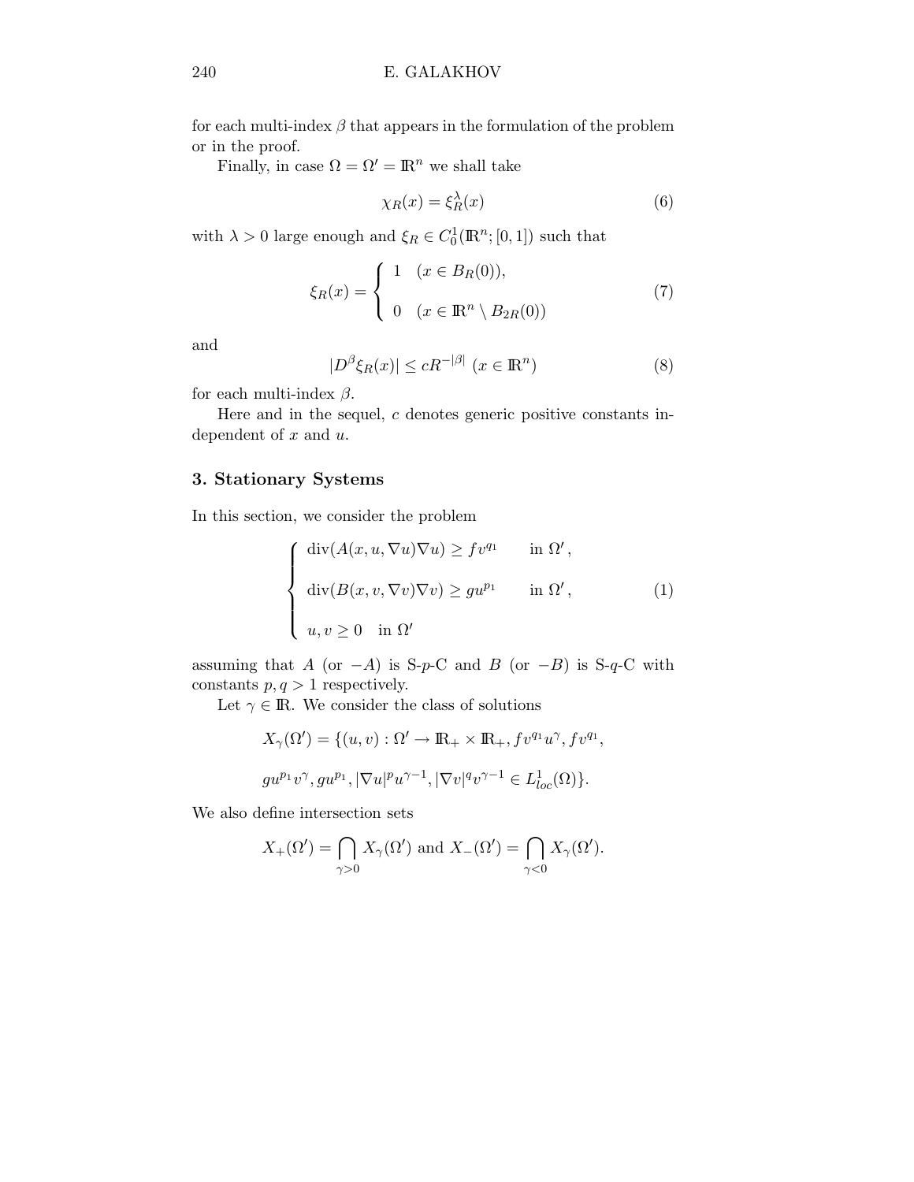for each multi-index $\beta$ that appears in the formulation of the problem or in the proof.

Finally, in case $\Omega = \Omega' = \mathbb{R}^n$ we shall take

$$\chi_R(x) = \xi_R^\lambda(x) \tag{6}$$

with $\lambda > 0$ large enough and $\xi_R \in C_0^1(\mathbb{R}^n; [0,1])$ such that

$$\xi_R(x) = \begin{cases} 1 & (x \in B_R(0)), \\ \\ 0 & (x \in \mathbb{R}^n \setminus B_{2R}(0)) \end{cases} \tag{7}$$

and

$$|D^\beta \xi_R(x)| \leq cR^{-|\beta|} \ (x \in \mathbb{R}^n) \tag{8}$$

for each multi-index $\beta$.

Here and in the sequel, $c$ denotes generic positive constants independent of $x$ and $u$.

## 3. Stationary Systems

In this section, we consider the problem

$$\begin{cases} \operatorname{div}(A(x, u, \nabla u)\nabla u) \geq f v^{q_1} & \text{in } \Omega', \\ \\ \operatorname{div}(B(x, v, \nabla v)\nabla v) \geq g u^{p_1} & \text{in } \Omega', \\ \\ u, v \geq 0 \quad \text{in } \Omega' \end{cases} \tag{1}$$

assuming that $A$ (or $-A$) is S-$p$-C and $B$ (or $-B$) is S-$q$-C with constants $p, q > 1$ respectively.

Let $\gamma \in \mathbb{R}$. We consider the class of solutions

$$X_\gamma(\Omega') = \{(u, v) : \Omega' \to \mathbb{R}_+ \times \mathbb{R}_+, f v^{q_1} u^\gamma, f v^{q_1},$$

$$g u^{p_1} v^\gamma, g u^{p_1}, |\nabla u|^p u^{\gamma - 1}, |\nabla v|^q v^{\gamma - 1} \in L^1_{loc}(\Omega)\}.$$

We also define intersection sets

$$X_+(\Omega') = \bigcap_{\gamma > 0} X_\gamma(\Omega') \text{ and } X_-(\Omega') = \bigcap_{\gamma < 0} X_\gamma(\Omega').$$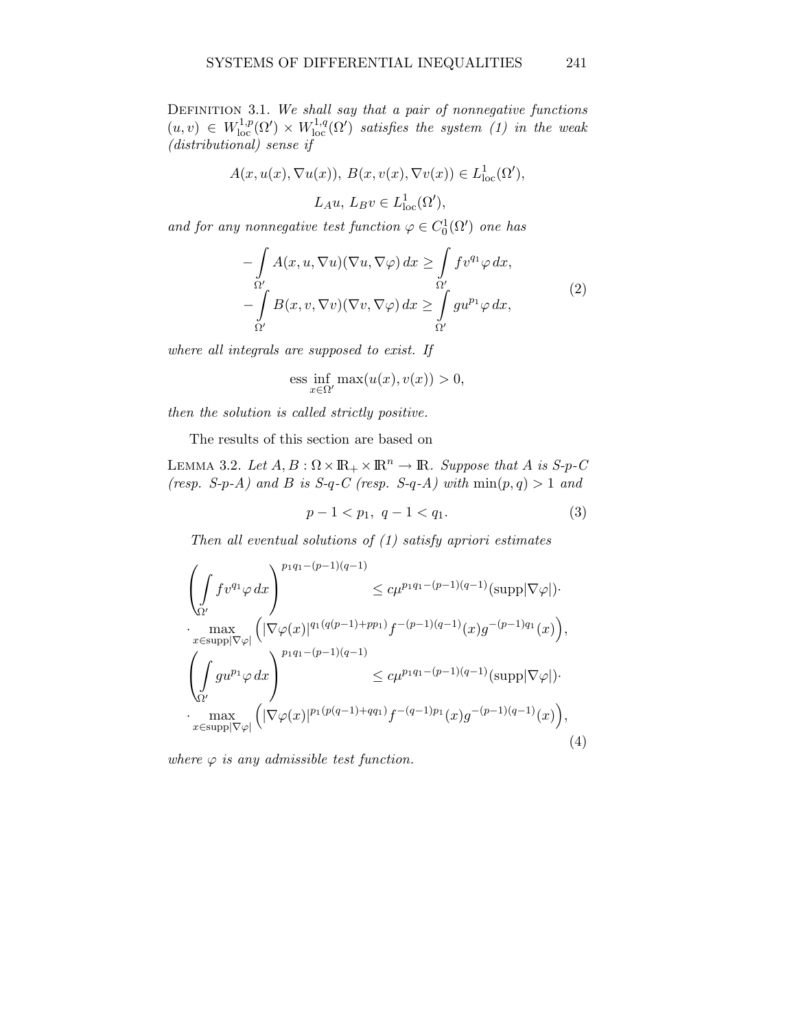Definition 3.1. *We shall say that a pair of nonnegative functions* $(u,v) \in W^{1,p}_{\mathrm{loc}}(\Omega') \times W^{1,q}_{\mathrm{loc}}(\Omega')$ *satisfies the system (1) in the weak (distributional) sense if*

$$A(x,u(x),\nabla u(x)),\ B(x,v(x),\nabla v(x)) \in L^1_{\mathrm{loc}}(\Omega'),$$

$$L_A u,\ L_B v \in L^1_{\mathrm{loc}}(\Omega'),$$

*and for any nonnegative test function* $\varphi \in C^1_0(\Omega')$ *one has*

$$\begin{aligned}
-\int_{\Omega'} A(x,u,\nabla u)(\nabla u, \nabla\varphi)\,dx &\geq \int_{\Omega'} f v^{q_1}\varphi\,dx,\\
-\int_{\Omega'} B(x,v,\nabla v)(\nabla v, \nabla\varphi)\,dx &\geq \int_{\Omega'} g u^{p_1}\varphi\,dx,
\end{aligned} \tag{2}$$

*where all integrals are supposed to exist. If*

$$\operatorname*{ess\,inf}_{x\in\Omega'} \max(u(x),v(x)) > 0,$$

*then the solution is called strictly positive.*

The results of this section are based on

Lemma 3.2. *Let* $A, B : \Omega \times \mathbb{R}_+ \times \mathbb{R}^n \to \mathbb{R}$. *Suppose that* $A$ *is S-p-C (resp. S-p-A) and* $B$ *is S-q-C (resp. S-q-A) with* $\min(p,q) > 1$ *and*

$$p - 1 < p_1,\ q - 1 < q_1. \tag{3}$$

*Then all eventual solutions of (1) satisfy apriori estimates*

$$\begin{aligned}
\left(\int_{\Omega'} f v^{q_1}\varphi\,dx\right)^{p_1q_1-(p-1)(q-1)} &\leq c\mu^{p_1q_1-(p-1)(q-1)}(\mathrm{supp}|\nabla\varphi|)\cdot\\
\cdot \max_{x\in\mathrm{supp}|\nabla\varphi|}&\Big(|\nabla\varphi(x)|^{q_1(q(p-1)+pp_1)} f^{-(p-1)(q-1)}(x) g^{-(p-1)q_1}(x)\Big),\\
\left(\int_{\Omega'} g u^{p_1}\varphi\,dx\right)^{p_1q_1-(p-1)(q-1)} &\leq c\mu^{p_1q_1-(p-1)(q-1)}(\mathrm{supp}|\nabla\varphi|)\cdot\\
\cdot \max_{x\in\mathrm{supp}|\nabla\varphi|}&\Big(|\nabla\varphi(x)|^{p_1(p(q-1)+qq_1)} f^{-(q-1)p_1}(x) g^{-(p-1)(q-1)}(x)\Big),
\end{aligned} \tag{4}$$

*where* $\varphi$ *is any admissible test function.*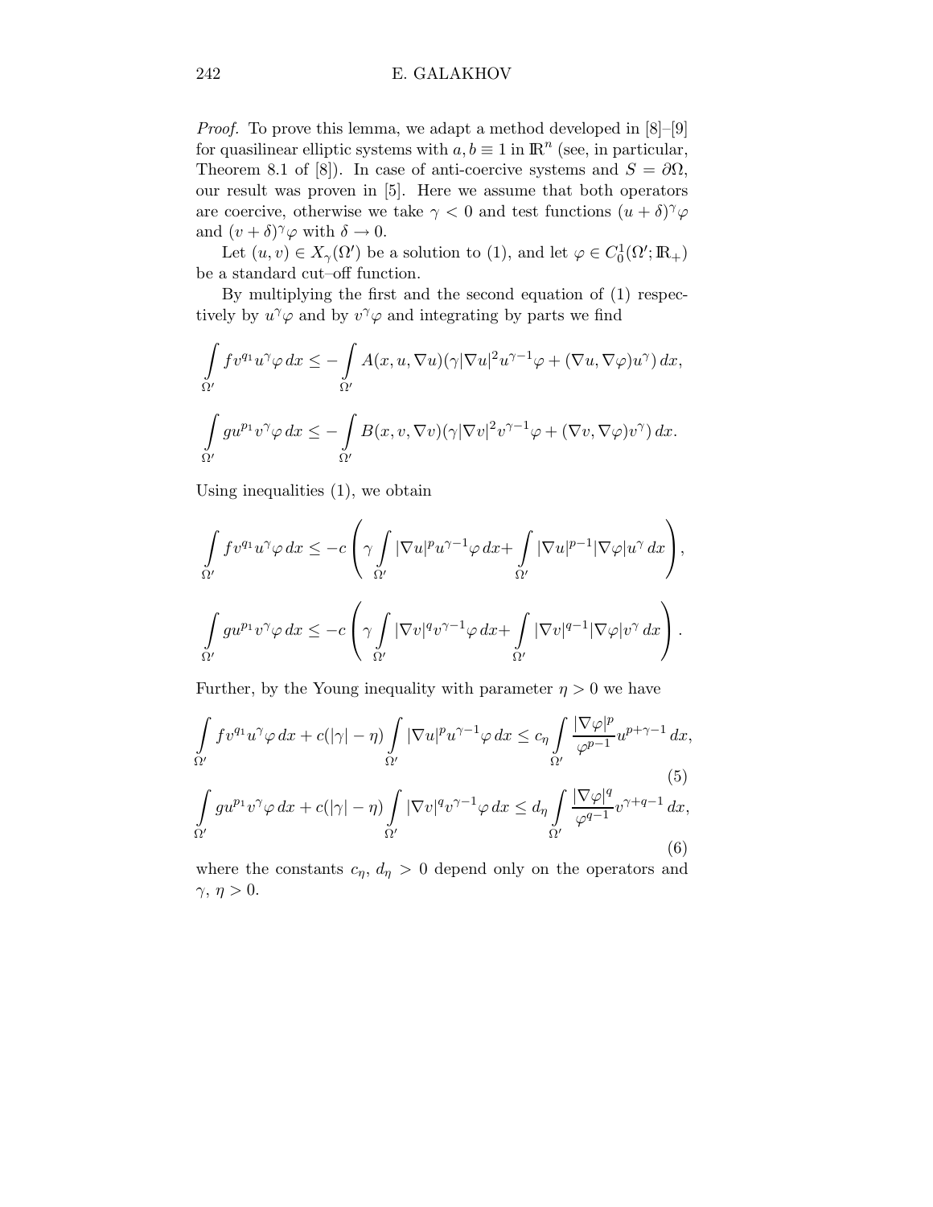*Proof.* To prove this lemma, we adapt a method developed in [8]–[9] for quasilinear elliptic systems with $a, b \equiv 1$ in $\mathbb{R}^n$ (see, in particular, Theorem 8.1 of [8]). In case of anti-coercive systems and $S = \partial\Omega$, our result was proven in [5]. Here we assume that both operators are coercive, otherwise we take $\gamma < 0$ and test functions $(u+\delta)^\gamma \varphi$ and $(v+\delta)^\gamma \varphi$ with $\delta \to 0$.

Let $(u,v) \in X_\gamma(\Omega')$ be a solution to (1), and let $\varphi \in C_0^1(\Omega'; \mathbb{R}_+)$ be a standard cut–off function.

By multiplying the first and the second equation of (1) respectively by $u^\gamma \varphi$ and by $v^\gamma \varphi$ and integrating by parts we find

$$\int_{\Omega'} f v^{q_1} u^\gamma \varphi \, dx \le -\int_{\Omega'} A(x,u,\nabla u)(\gamma |\nabla u|^2 u^{\gamma-1}\varphi + (\nabla u, \nabla \varphi) u^\gamma)\, dx,$$

$$\int_{\Omega'} g u^{p_1} v^\gamma \varphi \, dx \le -\int_{\Omega'} B(x,v,\nabla v)(\gamma |\nabla v|^2 v^{\gamma-1}\varphi + (\nabla v, \nabla \varphi) v^\gamma)\, dx.$$

Using inequalities (1), we obtain

$$\int_{\Omega'} f v^{q_1} u^\gamma \varphi \, dx \le -c \left( \gamma \int_{\Omega'} |\nabla u|^p u^{\gamma-1} \varphi \, dx + \int_{\Omega'} |\nabla u|^{p-1} |\nabla \varphi| u^\gamma \, dx \right),$$

$$\int_{\Omega'} g u^{p_1} v^\gamma \varphi \, dx \le -c \left( \gamma \int_{\Omega'} |\nabla v|^q v^{\gamma-1} \varphi \, dx + \int_{\Omega'} |\nabla v|^{q-1} |\nabla \varphi| v^\gamma \, dx \right).$$

Further, by the Young inequality with parameter $\eta > 0$ we have

$$\int_{\Omega'} f v^{q_1} u^\gamma \varphi \, dx + c(|\gamma| - \eta) \int_{\Omega'} |\nabla u|^p u^{\gamma-1} \varphi \, dx \le c_\eta \int_{\Omega'} \frac{|\nabla \varphi|^p}{\varphi^{p-1}} u^{p+\gamma-1}\, dx, \tag{5}$$

$$\int_{\Omega'} g u^{p_1} v^\gamma \varphi \, dx + c(|\gamma| - \eta) \int_{\Omega'} |\nabla v|^q v^{\gamma-1} \varphi \, dx \le d_\eta \int_{\Omega'} \frac{|\nabla \varphi|^q}{\varphi^{q-1}} v^{\gamma+q-1}\, dx, \tag{6}$$

where the constants $c_\eta$, $d_\eta > 0$ depend only on the operators and $\gamma$, $\eta > 0$.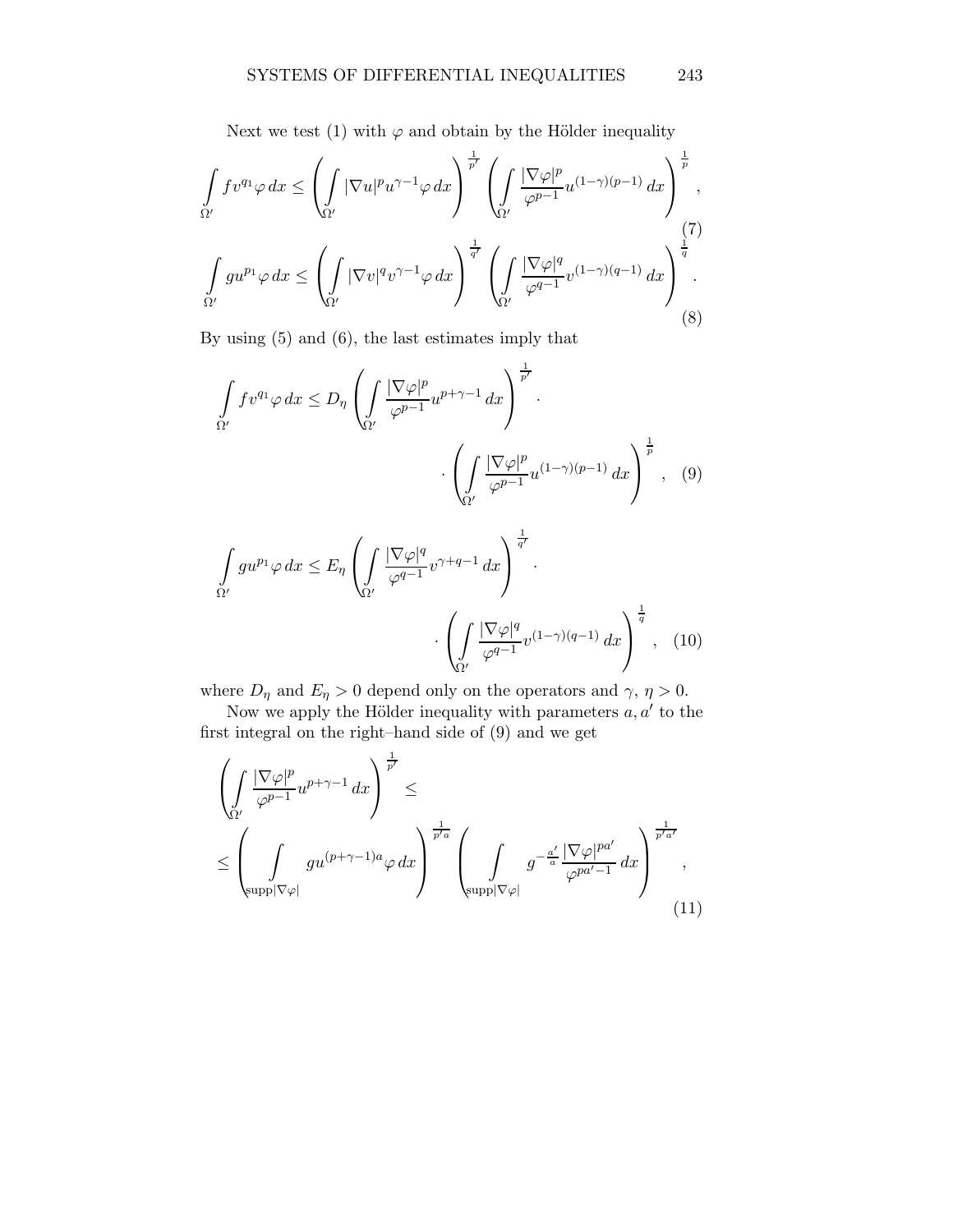Next we test (1) with $\varphi$ and obtain by the Hölder inequality

$$
\int\limits_{\Omega'} f v^{q_1} \varphi \, dx \le \left( \int\limits_{\Omega'} |\nabla u|^p u^{\gamma-1} \varphi \, dx \right)^{\frac{1}{p'}} \left( \int\limits_{\Omega'} \frac{|\nabla \varphi|^p}{\varphi^{p-1}} u^{(1-\gamma)(p-1)} \, dx \right)^{\frac{1}{p}}, \tag{7}
$$

$$
\int\limits_{\Omega'} g u^{p_1} \varphi \, dx \le \left( \int\limits_{\Omega'} |\nabla v|^q v^{\gamma-1} \varphi \, dx \right)^{\frac{1}{q'}} \left( \int\limits_{\Omega'} \frac{|\nabla \varphi|^q}{\varphi^{q-1}} v^{(1-\gamma)(q-1)} \, dx \right)^{\frac{1}{q}}. \tag{8}
$$

By using (5) and (6), the last estimates imply that

$$
\int\limits_{\Omega'} f v^{q_1} \varphi \, dx \le D_\eta \left( \int\limits_{\Omega'} \frac{|\nabla \varphi|^p}{\varphi^{p-1}} u^{p+\gamma-1} \, dx \right)^{\frac{1}{p'}} \cdot \left( \int\limits_{\Omega'} \frac{|\nabla \varphi|^p}{\varphi^{p-1}} u^{(1-\gamma)(p-1)} \, dx \right)^{\frac{1}{p}}, \tag{9}
$$

$$
\int\limits_{\Omega'} g u^{p_1} \varphi \, dx \le E_\eta \left( \int\limits_{\Omega'} \frac{|\nabla \varphi|^q}{\varphi^{q-1}} v^{\gamma+q-1} \, dx \right)^{\frac{1}{q'}} \cdot \left( \int\limits_{\Omega'} \frac{|\nabla \varphi|^q}{\varphi^{q-1}} v^{(1-\gamma)(q-1)} \, dx \right)^{\frac{1}{q}}, \tag{10}
$$

where $D_\eta$ and $E_\eta > 0$ depend only on the operators and $\gamma$, $\eta > 0$.

Now we apply the Hölder inequality with parameters $a, a'$ to the first integral on the right–hand side of (9) and we get

$$
\left( \int\limits_{\Omega'} \frac{|\nabla \varphi|^p}{\varphi^{p-1}} u^{p+\gamma-1} \, dx \right)^{\frac{1}{p'}} \le
\le \left( \int\limits_{\operatorname{supp}|\nabla \varphi|} g u^{(p+\gamma-1)a} \varphi \, dx \right)^{\frac{1}{p'a}} \left( \int\limits_{\operatorname{supp}|\nabla \varphi|} g^{-\frac{a'}{a}} \frac{|\nabla \varphi|^{pa'}}{\varphi^{pa'-1}} \, dx \right)^{\frac{1}{p'a'}}, \tag{11}
$$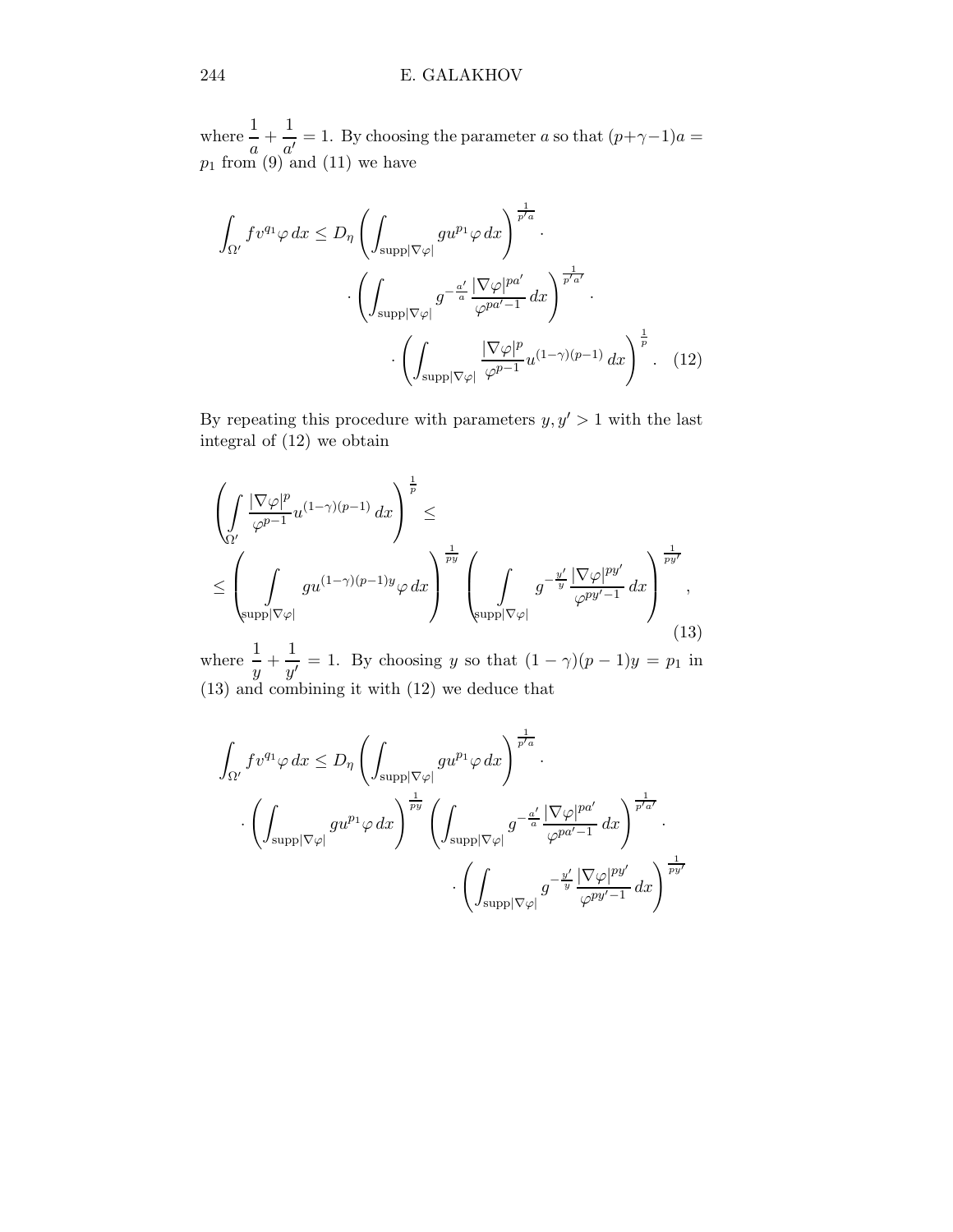where $\dfrac{1}{a} + \dfrac{1}{a'} = 1$. By choosing the parameter $a$ so that $(p+\gamma-1)a = p_1$ from (9) and (11) we have

$$
\begin{aligned}
\int_{\Omega'} f v^{q_1} \varphi \, dx \le D_\eta & \left( \int_{\operatorname{supp}|\nabla\varphi|} g u^{p_1} \varphi \, dx \right)^{\frac{1}{p'a}} \cdot \\
& \cdot \left( \int_{\operatorname{supp}|\nabla\varphi|} g^{-\frac{a'}{a}} \frac{|\nabla\varphi|^{pa'}}{\varphi^{pa'-1}} \, dx \right)^{\frac{1}{p'a'}} \cdot \\
& \qquad \cdot \left( \int_{\operatorname{supp}|\nabla\varphi|} \frac{|\nabla\varphi|^{p}}{\varphi^{p-1}} u^{(1-\gamma)(p-1)} \, dx \right)^{\frac{1}{p}} . \qquad (12)
\end{aligned}
$$

By repeating this procedure with parameters $y, y' > 1$ with the last integral of (12) we obtain

$$
\begin{aligned}
& \left( \int_{\Omega'} \frac{|\nabla\varphi|^{p}}{\varphi^{p-1}} u^{(1-\gamma)(p-1)} \, dx \right)^{\frac{1}{p}} \le \\
& \le \left( \int_{\operatorname{supp}|\nabla\varphi|} g u^{(1-\gamma)(p-1)y} \varphi \, dx \right)^{\frac{1}{py}} \left( \int_{\operatorname{supp}|\nabla\varphi|} g^{-\frac{y'}{y}} \frac{|\nabla\varphi|^{py'}}{\varphi^{py'-1}} \, dx \right)^{\frac{1}{py'}} ,
\end{aligned}
\qquad (13)
$$

where $\dfrac{1}{y} + \dfrac{1}{y'} = 1$. By choosing $y$ so that $(1-\gamma)(p-1)y = p_1$ in (13) and combining it with (12) we deduce that

$$
\begin{aligned}
\int_{\Omega'} f v^{q_1} \varphi \, dx \le D_\eta & \left( \int_{\operatorname{supp}|\nabla\varphi|} g u^{p_1} \varphi \, dx \right)^{\frac{1}{p'a}} \cdot \\
\cdot & \left( \int_{\operatorname{supp}|\nabla\varphi|} g u^{p_1} \varphi \, dx \right)^{\frac{1}{py}} \left( \int_{\operatorname{supp}|\nabla\varphi|} g^{-\frac{a'}{a}} \frac{|\nabla\varphi|^{pa'}}{\varphi^{pa'-1}} \, dx \right)^{\frac{1}{p'a'}} \cdot \\
& \qquad \cdot \left( \int_{\operatorname{supp}|\nabla\varphi|} g^{-\frac{y'}{y}} \frac{|\nabla\varphi|^{py'}}{\varphi^{py'-1}} \, dx \right)^{\frac{1}{py'}}
\end{aligned}
$$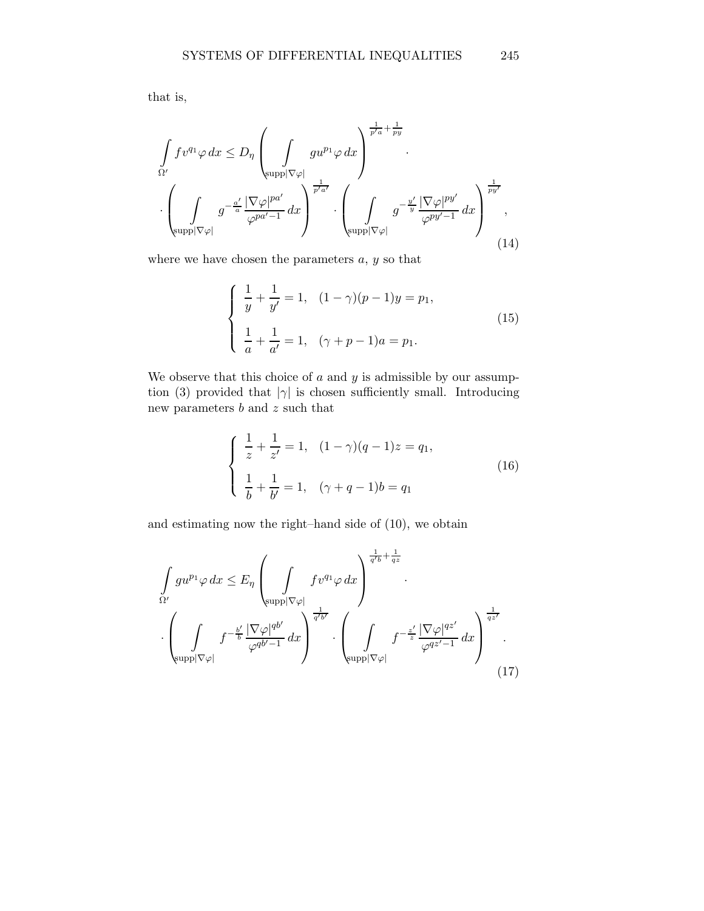that is,

$$
\int\limits_{\Omega'} f v^{q_1} \varphi \, dx \le D_\eta \left( \int\limits_{\operatorname{supp}|\nabla\varphi|} g u^{p_1} \varphi \, dx \right)^{\frac{1}{p'a} + \frac{1}{py}} \cdot
$$

$$
\cdot \left( \int\limits_{\operatorname{supp}|\nabla\varphi|} g^{-\frac{a'}{a}} \frac{|\nabla\varphi|^{pa'}}{\varphi^{pa'-1}} \, dx \right)^{\frac{1}{p'a'}} \cdot \left( \int\limits_{\operatorname{supp}|\nabla\varphi|} g^{-\frac{y'}{y}} \frac{|\nabla\varphi|^{py'}}{\varphi^{py'-1}} \, dx \right)^{\frac{1}{py'}}, \tag{14}
$$

where we have chosen the parameters $a$, $y$ so that

$$
\begin{cases}
\dfrac{1}{y} + \dfrac{1}{y'} = 1, \quad (1-\gamma)(p-1)y = p_1, \\[2mm]
\dfrac{1}{a} + \dfrac{1}{a'} = 1, \quad (\gamma + p - 1)a = p_1.
\end{cases} \tag{15}
$$

We observe that this choice of $a$ and $y$ is admissible by our assumption (3) provided that $|\gamma|$ is chosen sufficiently small. Introducing new parameters $b$ and $z$ such that

$$
\begin{cases}
\dfrac{1}{z} + \dfrac{1}{z'} = 1, \quad (1-\gamma)(q-1)z = q_1, \\[2mm]
\dfrac{1}{b} + \dfrac{1}{b'} = 1, \quad (\gamma + q - 1)b = q_1
\end{cases} \tag{16}
$$

and estimating now the right–hand side of (10), we obtain

$$
\int\limits_{\Omega'} g u^{p_1} \varphi \, dx \le E_\eta \left( \int\limits_{\operatorname{supp}|\nabla\varphi|} f v^{q_1} \varphi \, dx \right)^{\frac{1}{q'b} + \frac{1}{qz}} \cdot
$$

$$
\cdot \left( \int\limits_{\operatorname{supp}|\nabla\varphi|} f^{-\frac{b'}{b}} \frac{|\nabla\varphi|^{qb'}}{\varphi^{qb'-1}} \, dx \right)^{\frac{1}{q'b'}} \cdot \left( \int\limits_{\operatorname{supp}|\nabla\varphi|} f^{-\frac{z'}{z}} \frac{|\nabla\varphi|^{qz'}}{\varphi^{qz'-1}} \, dx \right)^{\frac{1}{qz'}}. \tag{17}
$$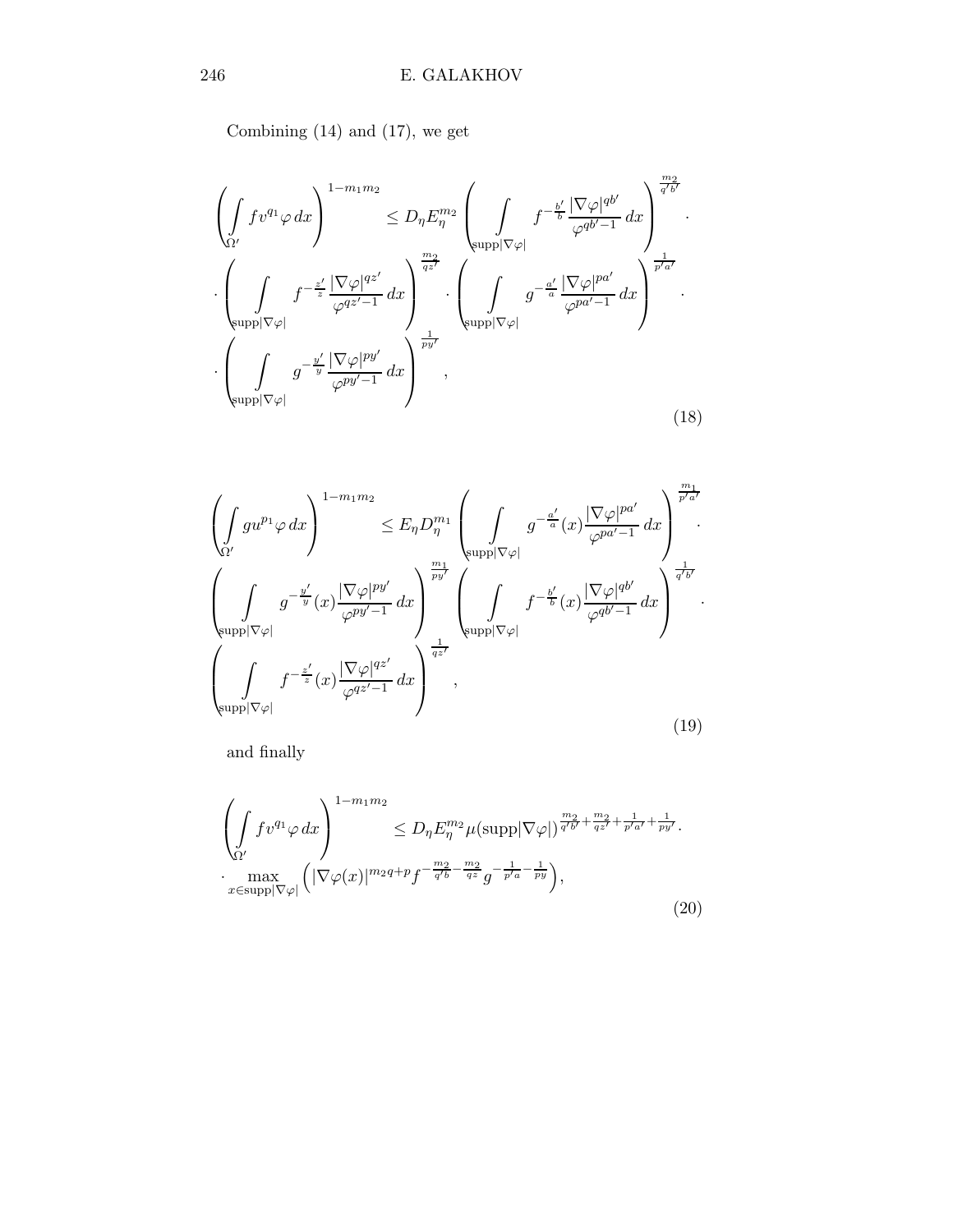Combining (14) and (17), we get

$$
\left(\int\limits_{\Omega'} f v^{q_1} \varphi \, dx\right)^{1-m_1 m_2} \leq D_\eta E_\eta^{m_2} \left(\int\limits_{\operatorname{supp}|\nabla\varphi|} f^{-\frac{b'}{b}} \frac{|\nabla\varphi|^{qb'}}{\varphi^{qb'-1}} \, dx\right)^{\frac{m_2}{q'b'}} \cdot
$$

$$
\cdot \left(\int\limits_{\operatorname{supp}|\nabla\varphi|} f^{-\frac{z'}{z}} \frac{|\nabla\varphi|^{qz'}}{\varphi^{qz'-1}} \, dx\right)^{\frac{m_2}{qz'}} \cdot \left(\int\limits_{\operatorname{supp}|\nabla\varphi|} g^{-\frac{a'}{a}} \frac{|\nabla\varphi|^{pa'}}{\varphi^{pa'-1}} \, dx\right)^{\frac{1}{p'a'}} \cdot
$$

$$
\cdot \left(\int\limits_{\operatorname{supp}|\nabla\varphi|} g^{-\frac{y'}{y}} \frac{|\nabla\varphi|^{py'}}{\varphi^{py'-1}} \, dx\right)^{\frac{1}{py'}}, \tag{18}
$$

$$
\left(\int\limits_{\Omega'} g u^{p_1} \varphi \, dx\right)^{1-m_1 m_2} \leq E_\eta D_\eta^{m_1} \left(\int\limits_{\operatorname{supp}|\nabla\varphi|} g^{-\frac{a'}{a}}(x) \frac{|\nabla\varphi|^{pa'}}{\varphi^{pa'-1}} \, dx\right)^{\frac{m_1}{p'a'}} \cdot
$$

$$
\left(\int\limits_{\operatorname{supp}|\nabla\varphi|} g^{-\frac{y'}{y}}(x) \frac{|\nabla\varphi|^{py'}}{\varphi^{py'-1}} \, dx\right)^{\frac{m_1}{py'}} \left(\int\limits_{\operatorname{supp}|\nabla\varphi|} f^{-\frac{b'}{b}}(x) \frac{|\nabla\varphi|^{qb'}}{\varphi^{qb'-1}} \, dx\right)^{\frac{1}{q'b'}} \cdot
$$

$$
\left(\int\limits_{\operatorname{supp}|\nabla\varphi|} f^{-\frac{z'}{z}}(x) \frac{|\nabla\varphi|^{qz'}}{\varphi^{qz'-1}} \, dx\right)^{\frac{1}{qz'}}, \tag{19}
$$

and finally

$$
\left(\int\limits_{\Omega'} f v^{q_1} \varphi \, dx\right)^{1-m_1 m_2} \leq D_\eta E_\eta^{m_2} \mu(\operatorname{supp}|\nabla\varphi|)^{\frac{m_2}{q'b'} + \frac{m_2}{qz'} + \frac{1}{p'a'} + \frac{1}{py'}} \cdot
$$

$$
\cdot \max_{x \in \operatorname{supp}|\nabla\varphi|} \left(|\nabla\varphi(x)|^{m_2 q + p} f^{-\frac{m_2}{q'b} - \frac{m_2}{qz}} g^{-\frac{1}{p'a} - \frac{1}{py}}\right), \tag{20}
$$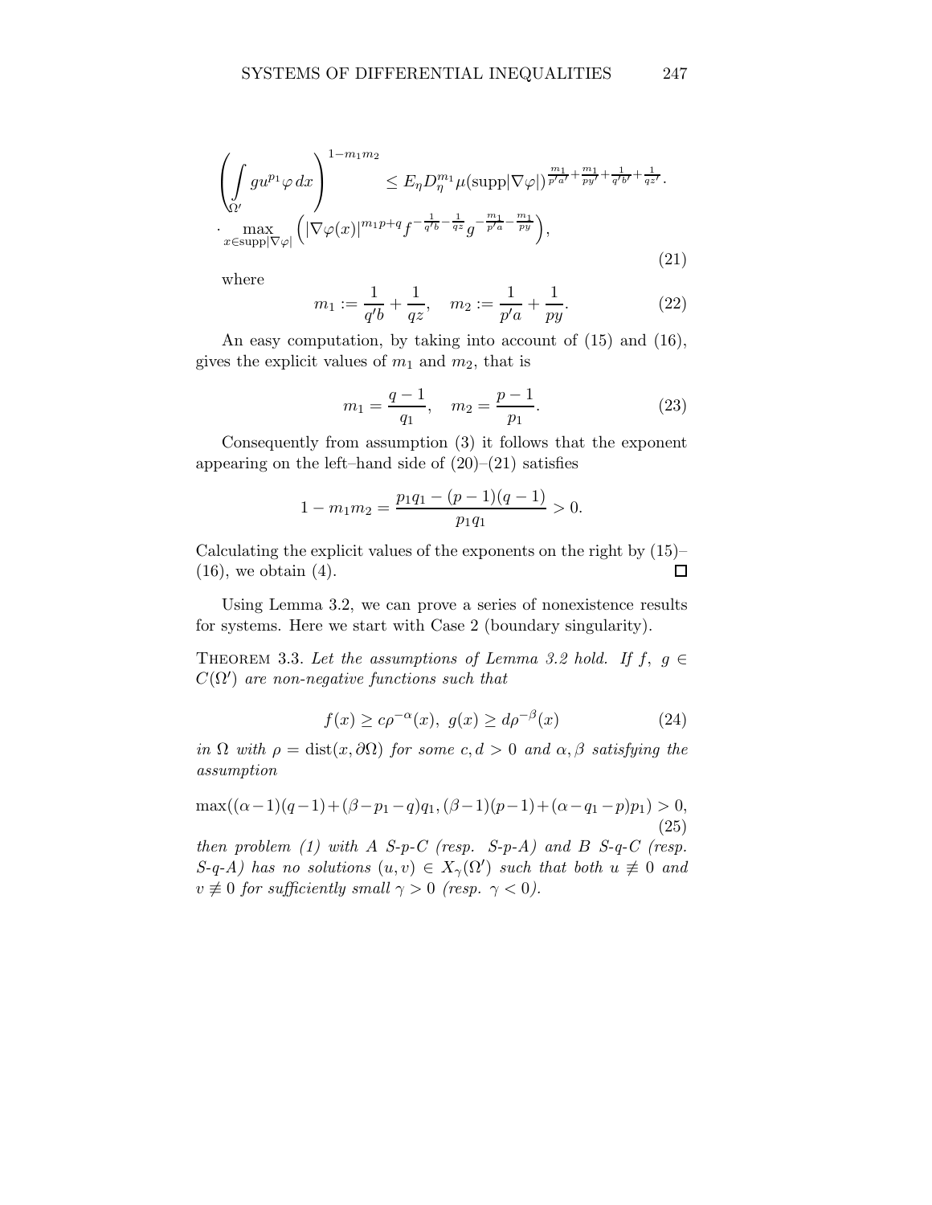$$
\left( \int_{\Omega'} g u^{p_1} \varphi \, dx \right)^{1-m_1 m_2} \leq E_\eta D_\eta^{m_1} \mu(\operatorname{supp}|\nabla\varphi|)^{\frac{m_1}{p'a'}+\frac{m_1}{py'}+\frac{1}{q'b'}+\frac{1}{qz'}} \cdot
$$

$$
\cdot \max_{x \in \operatorname{supp}|\nabla\varphi|} \left( |\nabla\varphi(x)|^{m_1 p + q} f^{-\frac{1}{q'b}-\frac{1}{qz}} g^{-\frac{m_1}{p'a}-\frac{m_1}{py}} \right), \tag{21}
$$

where

$$
m_1 := \frac{1}{q'b} + \frac{1}{qz}, \quad m_2 := \frac{1}{p'a} + \frac{1}{py}. \tag{22}
$$

An easy computation, by taking into account of (15) and (16), gives the explicit values of $m_1$ and $m_2$, that is

$$
m_1 = \frac{q-1}{q_1}, \quad m_2 = \frac{p-1}{p_1}. \tag{23}
$$

Consequently from assumption (3) it follows that the exponent appearing on the left–hand side of (20)–(21) satisfies

$$
1 - m_1 m_2 = \frac{p_1 q_1 - (p-1)(q-1)}{p_1 q_1} > 0.
$$

Calculating the explicit values of the exponents on the right by (15)–(16), we obtain (4). $\square$

Using Lemma 3.2, we can prove a series of nonexistence results for systems. Here we start with Case 2 (boundary singularity).

Theorem 3.3. *Let the assumptions of Lemma 3.2 hold. If $f$, $g \in C(\Omega')$ are non-negative functions such that*

$$
f(x) \geq c\rho^{-\alpha}(x), \; g(x) \geq d\rho^{-\beta}(x) \tag{24}
$$

*in $\Omega$ with $\rho = \operatorname{dist}(x, \partial\Omega)$ for some $c, d > 0$ and $\alpha, \beta$ satisfying the assumption*

$$
\max((\alpha-1)(q-1)+(\beta-p_1-q)q_1, (\beta-1)(p-1)+(\alpha-q_1-p)p_1) > 0, \tag{25}
$$

*then problem (1) with $A$ S-p-C (resp. S-p-A) and $B$ S-q-C (resp. S-q-A) has no solutions $(u, v) \in X_\gamma(\Omega')$ such that both $u \not\equiv 0$ and $v \not\equiv 0$ for sufficiently small $\gamma > 0$ (resp. $\gamma < 0$).*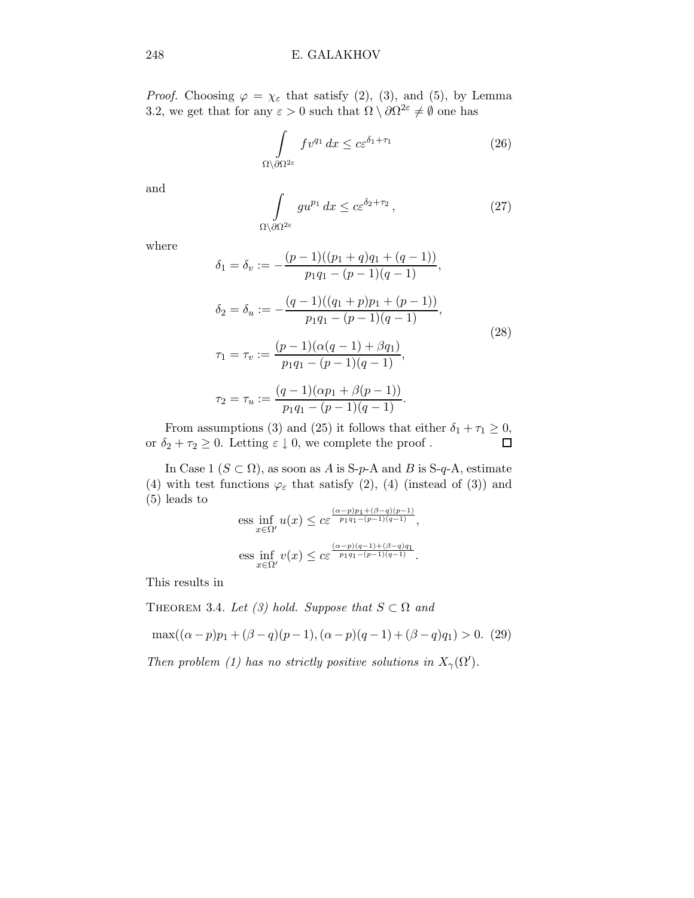*Proof.* Choosing $\varphi = \chi_\varepsilon$ that satisfy (2), (3), and (5), by Lemma 3.2, we get that for any $\varepsilon > 0$ such that $\Omega \setminus \partial\Omega^{2\varepsilon} \neq \emptyset$ one has

$$\int_{\Omega\setminus\partial\Omega^{2\varepsilon}} f v^{q_1}\, dx \le c\varepsilon^{\delta_1+\tau_1} \tag{26}$$

and

$$\int_{\Omega\setminus\partial\Omega^{2\varepsilon}} g u^{p_1}\, dx \le c\varepsilon^{\delta_2+\tau_2}\,, \tag{27}$$

where

$$\begin{aligned}
\delta_1 = \delta_v &:= -\frac{(p-1)((p_1+q)q_1+(q-1))}{p_1q_1-(p-1)(q-1)},\\
\delta_2 = \delta_u &:= -\frac{(q-1)((q_1+p)p_1+(p-1))}{p_1q_1-(p-1)(q-1)},\\
\tau_1 = \tau_v &:= \frac{(p-1)(\alpha(q-1)+\beta q_1)}{p_1q_1-(p-1)(q-1)},\\
\tau_2 = \tau_u &:= \frac{(q-1)(\alpha p_1+\beta(p-1))}{p_1q_1-(p-1)(q-1)}.
\end{aligned} \tag{28}$$

From assumptions (3) and (25) it follows that either $\delta_1 + \tau_1 \ge 0$, or $\delta_2 + \tau_2 \ge 0$. Letting $\varepsilon \downarrow 0$, we complete the proof . $\square$

In Case 1 ($S \subset \Omega$), as soon as $A$ is S-$p$-A and $B$ is S-$q$-A, estimate (4) with test functions $\varphi_\varepsilon$ that satisfy (2), (4) (instead of (3)) and (5) leads to

$$\operatorname*{ess\,inf}_{x\in\Omega'} u(x) \le c\varepsilon^{\frac{(\alpha-p)p_1+(\beta-q)(p-1)}{p_1q_1-(p-1)(q-1)}},$$

$$\operatorname*{ess\,inf}_{x\in\Omega'} v(x) \le c\varepsilon^{\frac{(\alpha-p)(q-1)+(\beta-q)q_1}{p_1q_1-(p-1)(q-1)}}.$$

This results in

Theorem 3.4. *Let (3) hold. Suppose that $S \subset \Omega$ and*

$$\max((\alpha-p)p_1+(\beta-q)(p-1), (\alpha-p)(q-1)+(\beta-q)q_1) > 0. \tag{29}$$

*Then problem (1) has no strictly positive solutions in $X_\gamma(\Omega')$.*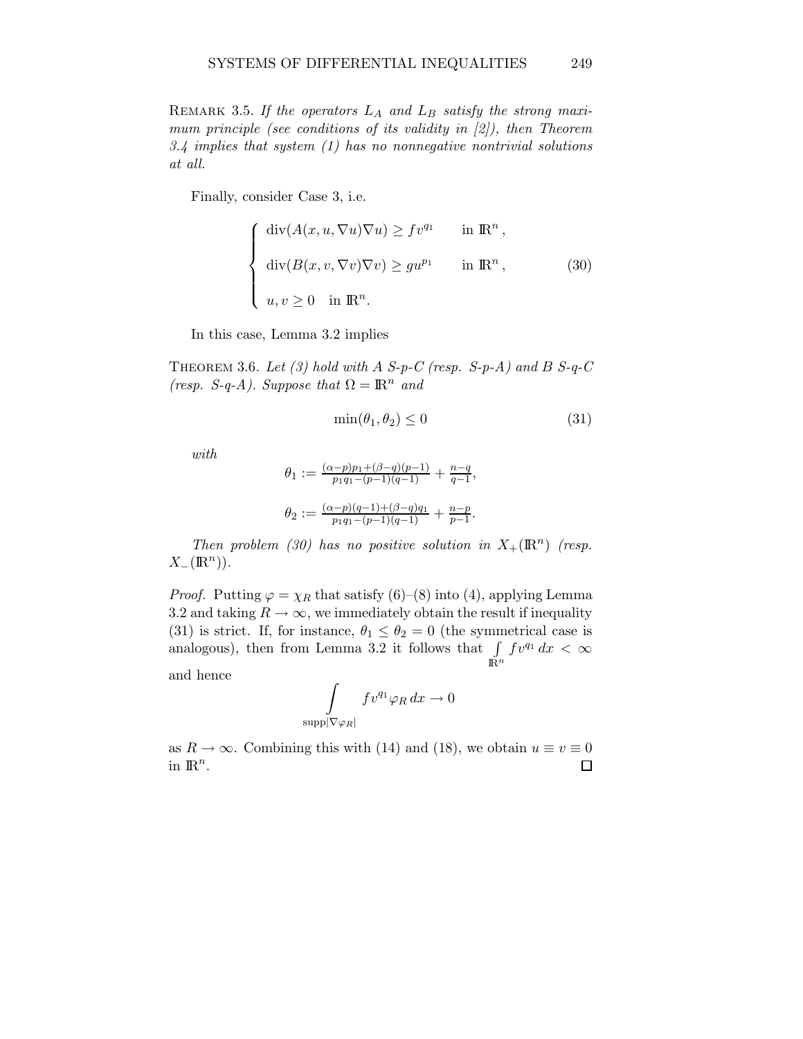Remark 3.5. *If the operators $L_A$ and $L_B$ satisfy the strong maximum principle (see conditions of its validity in [2]), then Theorem 3.4 implies that system (1) has no nonnegative nontrivial solutions at all.*

Finally, consider Case 3, i.e.

$$\begin{cases} \operatorname{div}(A(x,u,\nabla u)\nabla u) \geq f v^{q_1} & \text{in } \mathbb{R}^n\,, \\ \operatorname{div}(B(x,v,\nabla v)\nabla v) \geq g u^{p_1} & \text{in } \mathbb{R}^n\,, \\ u, v \geq 0 \quad \text{in } \mathbb{R}^n. \end{cases} \tag{30}$$

In this case, Lemma 3.2 implies

Theorem 3.6. *Let (3) hold with A S-p-C (resp. S-p-A) and B S-q-C (resp. S-q-A). Suppose that $\Omega = \mathbb{R}^n$ and*

$$\min(\theta_1, \theta_2) \leq 0 \tag{31}$$

*with*

$$\theta_1 := \tfrac{(\alpha-p)p_1+(\beta-q)(p-1)}{p_1 q_1-(p-1)(q-1)} + \tfrac{n-q}{q-1},$$

$$\theta_2 := \tfrac{(\alpha-p)(q-1)+(\beta-q)q_1}{p_1 q_1-(p-1)(q-1)} + \tfrac{n-p}{p-1}.$$

*Then problem (30) has no positive solution in $X_+(\mathbb{R}^n)$ (resp. $X_-(\mathbb{R}^n)$).*

*Proof.* Putting $\varphi = \chi_R$ that satisfy (6)–(8) into (4), applying Lemma 3.2 and taking $R \to \infty$, we immediately obtain the result if inequality (31) is strict. If, for instance, $\theta_1 \leq \theta_2 = 0$ (the symmetrical case is analogous), then from Lemma 3.2 it follows that $\int_{\mathbb{R}^n} f v^{q_1}\, dx < \infty$ and hence

$$\int_{\operatorname{supp}|\nabla \varphi_R|} f v^{q_1} \varphi_R \, dx \to 0$$

as $R \to \infty$. Combining this with (14) and (18), we obtain $u \equiv v \equiv 0$ in $\mathbb{R}^n$. $\square$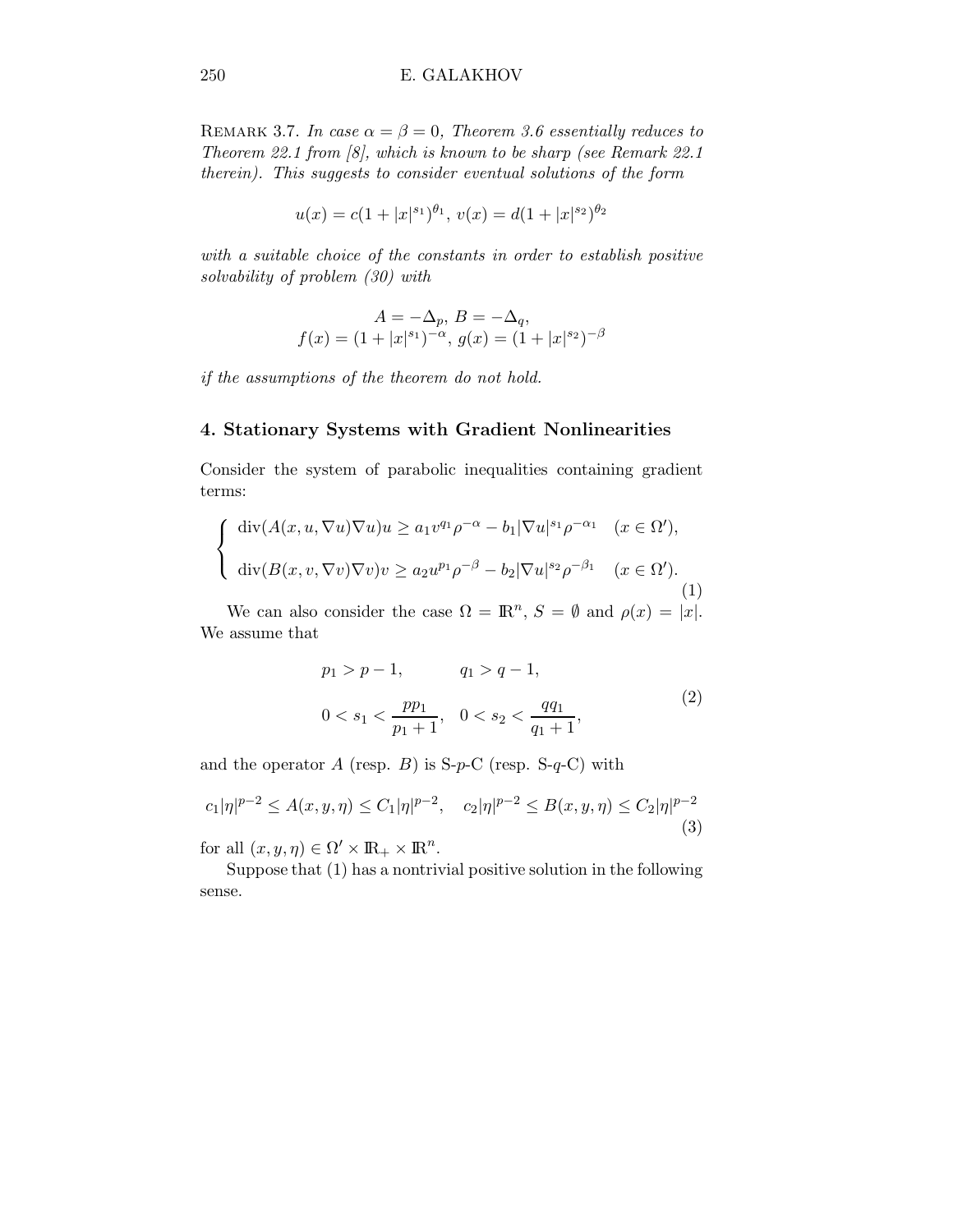Remark 3.7. *In case $\alpha = \beta = 0$, Theorem 3.6 essentially reduces to Theorem 22.1 from [8], which is known to be sharp (see Remark 22.1 therein). This suggests to consider eventual solutions of the form*

$$u(x) = c(1 + |x|^{s_1})^{\theta_1},\ v(x) = d(1 + |x|^{s_2})^{\theta_2}$$

*with a suitable choice of the constants in order to establish positive solvability of problem (30) with*

$$A = -\Delta_p,\ B = -\Delta_q,$$
$$f(x) = (1 + |x|^{s_1})^{-\alpha},\ g(x) = (1 + |x|^{s_2})^{-\beta}$$

*if the assumptions of the theorem do not hold.*

## 4. Stationary Systems with Gradient Nonlinearities

Consider the system of parabolic inequalities containing gradient terms:

$$\begin{cases} \operatorname{div}(A(x, u, \nabla u)\nabla u)u \geq a_1 v^{q_1} \rho^{-\alpha} - b_1 |\nabla u|^{s_1} \rho^{-\alpha_1} & (x \in \Omega'), \\ \operatorname{div}(B(x, v, \nabla v)\nabla v)v \geq a_2 u^{p_1} \rho^{-\beta} - b_2 |\nabla u|^{s_2} \rho^{-\beta_1} & (x \in \Omega'). \end{cases} \tag{1}$$

We can also consider the case $\Omega = \mathbb{R}^n$, $S = \emptyset$ and $\rho(x) = |x|$. We assume that

$$\begin{aligned} &p_1 > p - 1, \qquad\quad q_1 > q - 1, \\ &0 < s_1 < \frac{pp_1}{p_1 + 1}, \quad 0 < s_2 < \frac{qq_1}{q_1 + 1}, \end{aligned} \tag{2}$$

and the operator $A$ (resp. $B$) is S-$p$-C (resp. S-$q$-C) with

$$c_1|\eta|^{p-2} \leq A(x, y, \eta) \leq C_1|\eta|^{p-2}, \quad c_2|\eta|^{p-2} \leq B(x, y, \eta) \leq C_2|\eta|^{p-2} \tag{3}$$

for all $(x, y, \eta) \in \Omega' \times \mathbb{R}_+ \times \mathbb{R}^n$.

Suppose that (1) has a nontrivial positive solution in the following sense.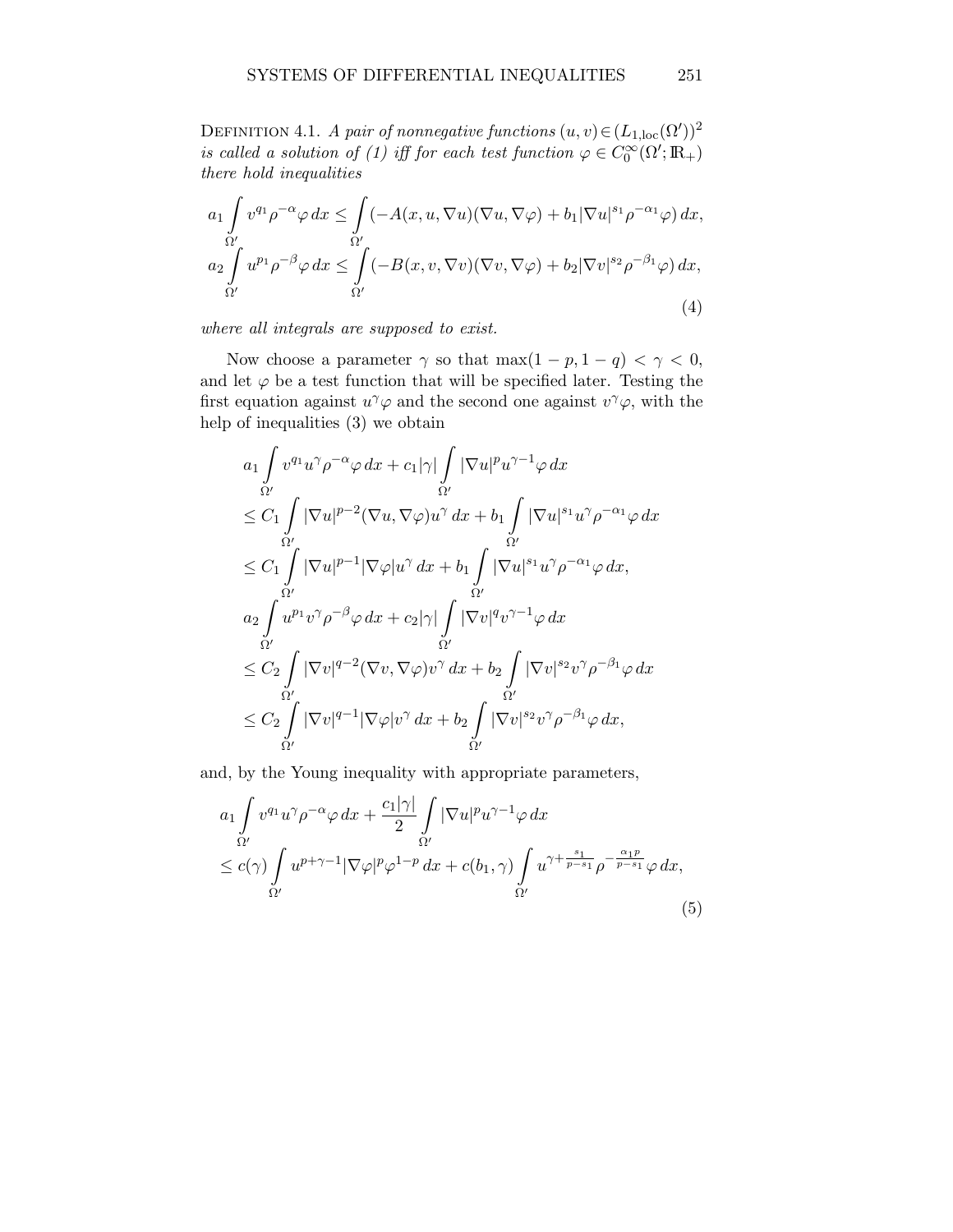**Definition 4.1.** *A pair of nonnegative functions $(u,v) \in (L_{1,\mathrm{loc}}(\Omega'))^2$ is called a solution of (1) iff for each test function $\varphi \in C_0^\infty(\Omega'; \mathbb{R}_+)$ there hold inequalities*

$$
\begin{aligned}
a_1 \int_{\Omega'} v^{q_1} \rho^{-\alpha} \varphi \, dx &\le \int_{\Omega'} (-A(x,u,\nabla u)(\nabla u, \nabla \varphi) + b_1 |\nabla u|^{s_1} \rho^{-\alpha_1} \varphi) \, dx, \\
a_2 \int_{\Omega'} u^{p_1} \rho^{-\beta} \varphi \, dx &\le \int_{\Omega'} (-B(x,v,\nabla v)(\nabla v, \nabla \varphi) + b_2 |\nabla v|^{s_2} \rho^{-\beta_1} \varphi) \, dx,
\end{aligned}
\tag{4}
$$

*where all integrals are supposed to exist.*

Now choose a parameter $\gamma$ so that $\max(1-p, 1-q) < \gamma < 0$, and let $\varphi$ be a test function that will be specified later. Testing the first equation against $u^\gamma \varphi$ and the second one against $v^\gamma \varphi$, with the help of inequalities (3) we obtain

$$
\begin{aligned}
& a_1 \int_{\Omega'} v^{q_1} u^\gamma \rho^{-\alpha} \varphi \, dx + c_1 |\gamma| \int_{\Omega'} |\nabla u|^p u^{\gamma - 1} \varphi \, dx \\
& \le C_1 \int_{\Omega'} |\nabla u|^{p-2} (\nabla u, \nabla \varphi) u^\gamma \, dx + b_1 \int_{\Omega'} |\nabla u|^{s_1} u^\gamma \rho^{-\alpha_1} \varphi \, dx \\
& \le C_1 \int_{\Omega'} |\nabla u|^{p-1} |\nabla \varphi| u^\gamma \, dx + b_1 \int_{\Omega'} |\nabla u|^{s_1} u^\gamma \rho^{-\alpha_1} \varphi \, dx, \\
& a_2 \int_{\Omega'} u^{p_1} v^\gamma \rho^{-\beta} \varphi \, dx + c_2 |\gamma| \int_{\Omega'} |\nabla v|^q v^{\gamma - 1} \varphi \, dx \\
& \le C_2 \int_{\Omega'} |\nabla v|^{q-2} (\nabla v, \nabla \varphi) v^\gamma \, dx + b_2 \int_{\Omega'} |\nabla v|^{s_2} v^\gamma \rho^{-\beta_1} \varphi \, dx \\
& \le C_2 \int_{\Omega'} |\nabla v|^{q-1} |\nabla \varphi| v^\gamma \, dx + b_2 \int_{\Omega'} |\nabla v|^{s_2} v^\gamma \rho^{-\beta_1} \varphi \, dx,
\end{aligned}
$$

and, by the Young inequality with appropriate parameters,

$$
\begin{aligned}
& a_1 \int_{\Omega'} v^{q_1} u^\gamma \rho^{-\alpha} \varphi \, dx + \frac{c_1 |\gamma|}{2} \int_{\Omega'} |\nabla u|^p u^{\gamma - 1} \varphi \, dx \\
& \le c(\gamma) \int_{\Omega'} u^{p + \gamma - 1} |\nabla \varphi|^p \varphi^{1-p} \, dx + c(b_1, \gamma) \int_{\Omega'} u^{\gamma + \frac{s_1}{p - s_1}} \rho^{-\frac{\alpha_1 p}{p - s_1}} \varphi \, dx,
\end{aligned}
\tag{5}
$$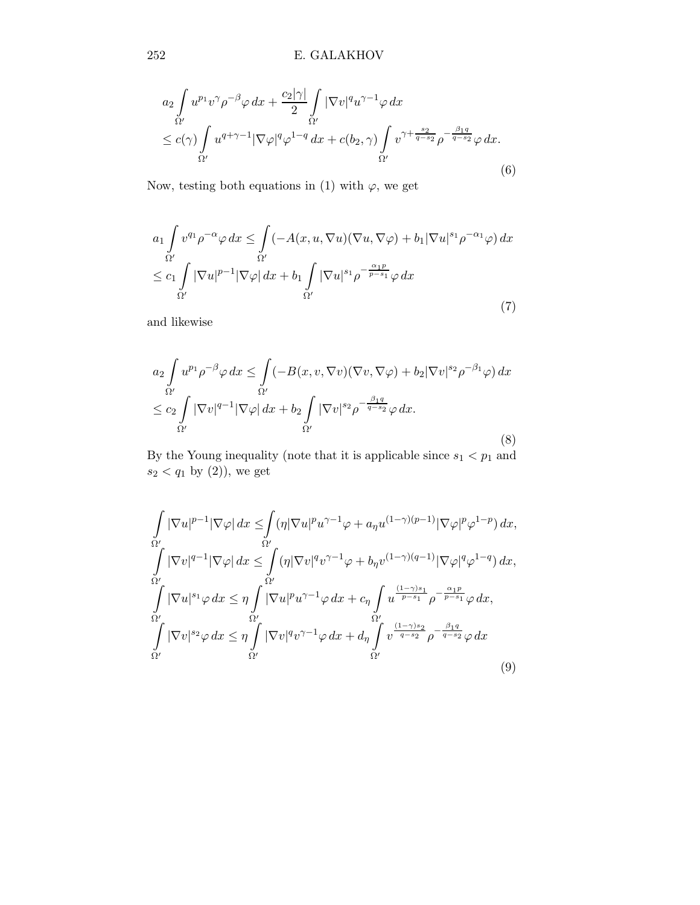$$
\begin{aligned}
&a_2 \int\limits_{\Omega'} u^{p_1} v^{\gamma} \rho^{-\beta} \varphi \, dx + \frac{c_2|\gamma|}{2} \int\limits_{\Omega'} |\nabla v|^q u^{\gamma-1} \varphi \, dx \\
&\le c(\gamma) \int\limits_{\Omega'} u^{q+\gamma-1} |\nabla \varphi|^q \varphi^{1-q} \, dx + c(b_2, \gamma) \int\limits_{\Omega'} v^{\gamma + \frac{s_2}{q-s_2}} \rho^{-\frac{\beta_1 q}{q-s_2}} \varphi \, dx.
\end{aligned}
\tag{6}
$$

Now, testing both equations in (1) with $\varphi$, we get

$$
\begin{aligned}
&a_1 \int\limits_{\Omega'} v^{q_1} \rho^{-\alpha} \varphi \, dx \le \int\limits_{\Omega'} (-A(x, u, \nabla u)(\nabla u, \nabla \varphi) + b_1 |\nabla u|^{s_1} \rho^{-\alpha_1} \varphi) \, dx \\
&\le c_1 \int\limits_{\Omega'} |\nabla u|^{p-1} |\nabla \varphi| \, dx + b_1 \int\limits_{\Omega'} |\nabla u|^{s_1} \rho^{-\frac{\alpha_1 p}{p-s_1}} \varphi \, dx
\end{aligned}
\tag{7}
$$

and likewise

$$
\begin{aligned}
&a_2 \int\limits_{\Omega'} u^{p_1} \rho^{-\beta} \varphi \, dx \le \int\limits_{\Omega'} (-B(x, v, \nabla v)(\nabla v, \nabla \varphi) + b_2 |\nabla v|^{s_2} \rho^{-\beta_1} \varphi) \, dx \\
&\le c_2 \int\limits_{\Omega'} |\nabla v|^{q-1} |\nabla \varphi| \, dx + b_2 \int\limits_{\Omega'} |\nabla v|^{s_2} \rho^{-\frac{\beta_1 q}{q-s_2}} \varphi \, dx.
\end{aligned}
\tag{8}
$$

By the Young inequality (note that it is applicable since $s_1 < p_1$ and $s_2 < q_1$ by (2)), we get

$$
\begin{aligned}
&\int\limits_{\Omega'} |\nabla u|^{p-1} |\nabla \varphi| \, dx \le \int\limits_{\Omega'} (\eta |\nabla u|^p u^{\gamma-1} \varphi + a_\eta u^{(1-\gamma)(p-1)} |\nabla \varphi|^p \varphi^{1-p}) \, dx, \\
&\int\limits_{\Omega'} |\nabla v|^{q-1} |\nabla \varphi| \, dx \le \int\limits_{\Omega'} (\eta |\nabla v|^q v^{\gamma-1} \varphi + b_\eta v^{(1-\gamma)(q-1)} |\nabla \varphi|^q \varphi^{1-q}) \, dx, \\
&\int\limits_{\Omega'} |\nabla u|^{s_1} \varphi \, dx \le \eta \int\limits_{\Omega'} |\nabla u|^p u^{\gamma-1} \varphi \, dx + c_\eta \int\limits_{\Omega'} u^{\frac{(1-\gamma)s_1}{p-s_1}} \rho^{-\frac{\alpha_1 p}{p-s_1}} \varphi \, dx, \\
&\int\limits_{\Omega'} |\nabla v|^{s_2} \varphi \, dx \le \eta \int\limits_{\Omega'} |\nabla v|^q v^{\gamma-1} \varphi \, dx + d_\eta \int\limits_{\Omega'} v^{\frac{(1-\gamma)s_2}{q-s_2}} \rho^{-\frac{\beta_1 q}{q-s_2}} \varphi \, dx
\end{aligned}
\tag{9}
$$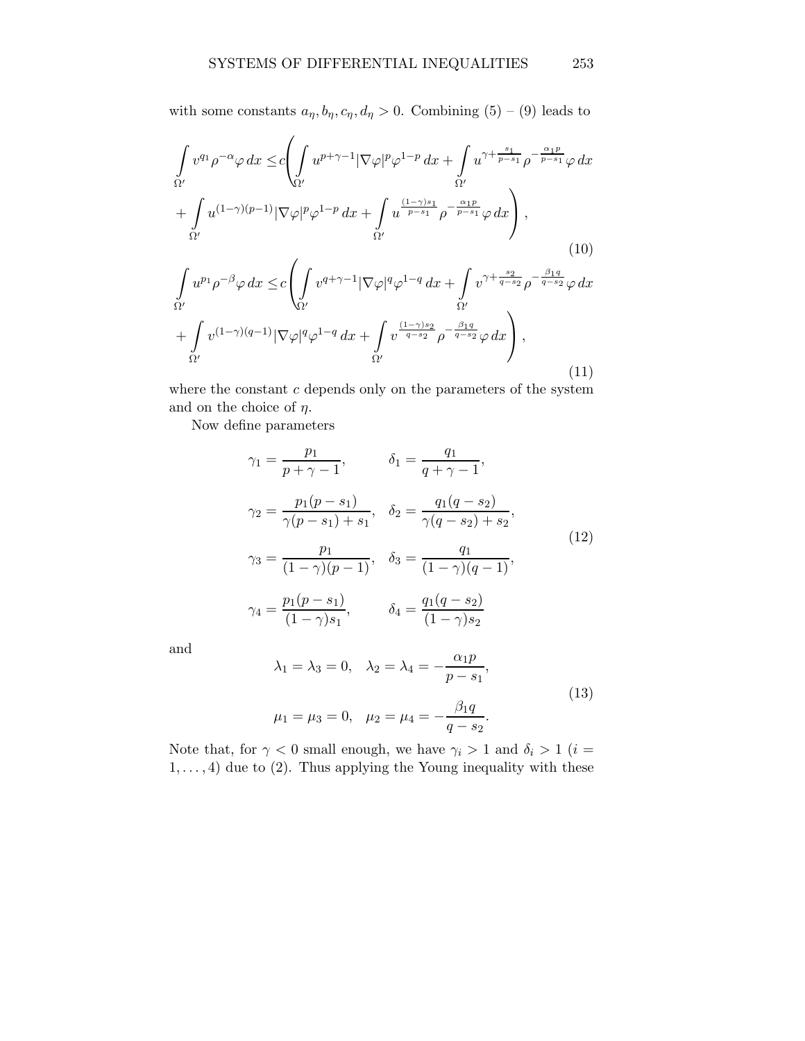with some constants $a_\eta, b_\eta, c_\eta, d_\eta > 0$. Combining (5) – (9) leads to

$$
\begin{aligned}
\int\limits_{\Omega'} v^{q_1}\rho^{-\alpha}\varphi\,dx \leq & c\Bigg(\int\limits_{\Omega'} u^{p+\gamma-1}|\nabla\varphi|^p\varphi^{1-p}\,dx + \int\limits_{\Omega'} u^{\gamma+\frac{s_1}{p-s_1}}\rho^{-\frac{\alpha_1 p}{p-s_1}}\varphi\,dx \\
& + \int\limits_{\Omega'} u^{(1-\gamma)(p-1)}|\nabla\varphi|^p\varphi^{1-p}\,dx + \int\limits_{\Omega'} u^{\frac{(1-\gamma)s_1}{p-s_1}}\rho^{-\frac{\alpha_1 p}{p-s_1}}\varphi\,dx\Bigg),
\end{aligned}
\tag{10}
$$

$$
\begin{aligned}
\int\limits_{\Omega'} u^{p_1}\rho^{-\beta}\varphi\,dx \leq & c\Bigg(\int\limits_{\Omega'} v^{q+\gamma-1}|\nabla\varphi|^q\varphi^{1-q}\,dx + \int\limits_{\Omega'} v^{\gamma+\frac{s_2}{q-s_2}}\rho^{-\frac{\beta_1 q}{q-s_2}}\varphi\,dx \\
& + \int\limits_{\Omega'} v^{(1-\gamma)(q-1)}|\nabla\varphi|^q\varphi^{1-q}\,dx + \int\limits_{\Omega'} v^{\frac{(1-\gamma)s_2}{q-s_2}}\rho^{-\frac{\beta_1 q}{q-s_2}}\varphi\,dx\Bigg),
\end{aligned}
\tag{11}
$$

where the constant $c$ depends only on the parameters of the system and on the choice of $\eta$.

Now define parameters

$$
\begin{aligned}
\gamma_1 &= \frac{p_1}{p+\gamma-1}, & \delta_1 &= \frac{q_1}{q+\gamma-1}, \\
\gamma_2 &= \frac{p_1(p-s_1)}{\gamma(p-s_1)+s_1}, & \delta_2 &= \frac{q_1(q-s_2)}{\gamma(q-s_2)+s_2}, \\
\gamma_3 &= \frac{p_1}{(1-\gamma)(p-1)}, & \delta_3 &= \frac{q_1}{(1-\gamma)(q-1)}, \\
\gamma_4 &= \frac{p_1(p-s_1)}{(1-\gamma)s_1}, & \delta_4 &= \frac{q_1(q-s_2)}{(1-\gamma)s_2}
\end{aligned}
\tag{12}
$$

and

$$
\begin{aligned}
\lambda_1 = \lambda_3 = 0, \quad \lambda_2 = \lambda_4 = -\frac{\alpha_1 p}{p-s_1}, \\
\mu_1 = \mu_3 = 0, \quad \mu_2 = \mu_4 = -\frac{\beta_1 q}{q-s_2}.
\end{aligned}
\tag{13}
$$

Note that, for $\gamma < 0$ small enough, we have $\gamma_i > 1$ and $\delta_i > 1$ ($i = 1, \ldots, 4$) due to (2). Thus applying the Young inequality with these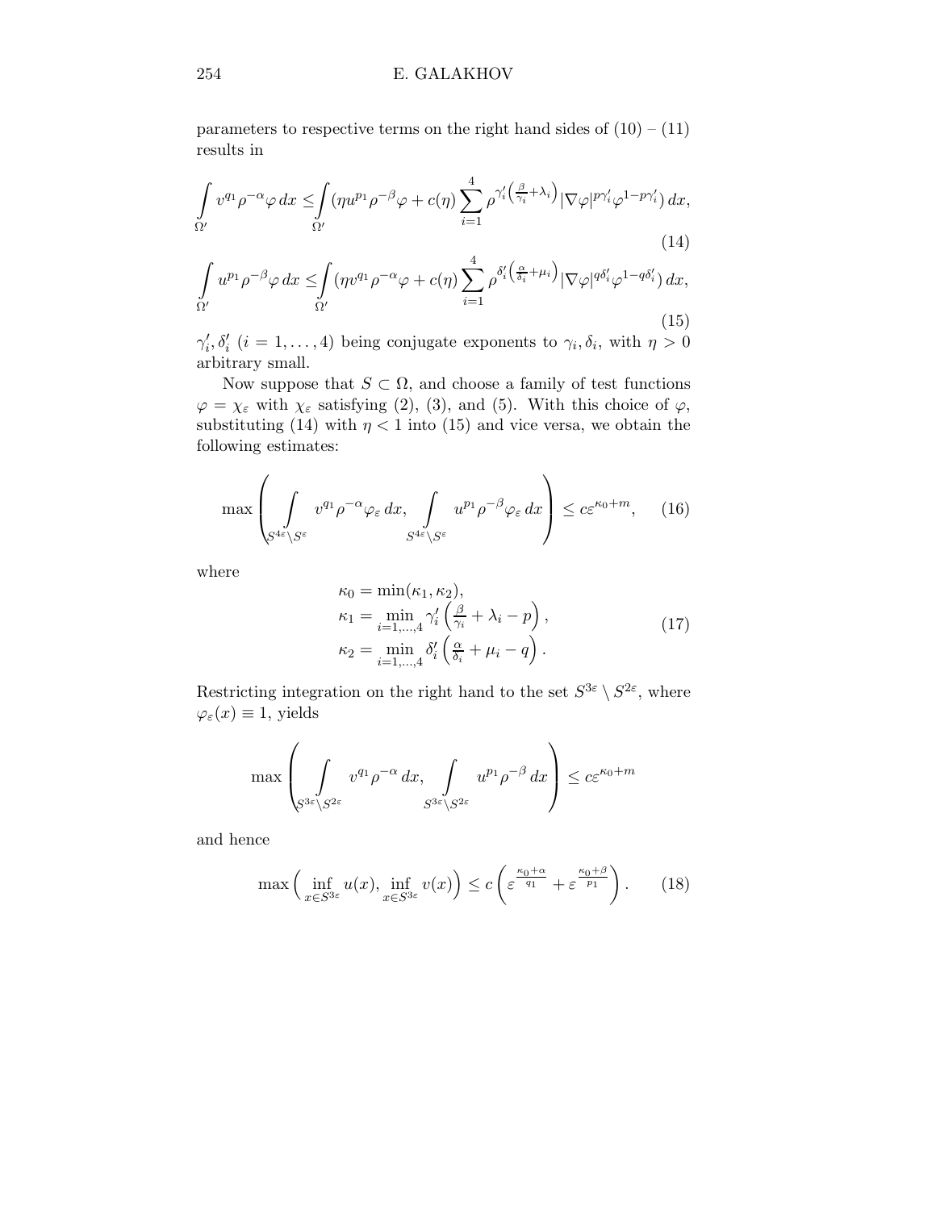parameters to respective terms on the right hand sides of (10) – (11) results in

$$\int\limits_{\Omega'} v^{q_1}\rho^{-\alpha}\varphi\,dx \le \int\limits_{\Omega'} \Big(\eta u^{p_1}\rho^{-\beta}\varphi + c(\eta)\sum_{i=1}^{4}\rho^{\gamma_i'\left(\frac{\beta}{\gamma_i}+\lambda_i\right)}|\nabla\varphi|^{p\gamma_i'}\varphi^{1-p\gamma_i'}\Big)\,dx, \tag{14}$$

$$\int\limits_{\Omega'} u^{p_1}\rho^{-\beta}\varphi\,dx \le \int\limits_{\Omega'} \Big(\eta v^{q_1}\rho^{-\alpha}\varphi + c(\eta)\sum_{i=1}^{4}\rho^{\delta_i'\left(\frac{\alpha}{\delta_i}+\mu_i\right)}|\nabla\varphi|^{q\delta_i'}\varphi^{1-q\delta_i'}\Big)\,dx, \tag{15}$$

$\gamma_i', \delta_i'$ $(i=1,\dots,4)$ being conjugate exponents to $\gamma_i, \delta_i$, with $\eta > 0$ arbitrary small.

Now suppose that $S \subset \Omega$, and choose a family of test functions $\varphi = \chi_\varepsilon$ with $\chi_\varepsilon$ satisfying (2), (3), and (5). With this choice of $\varphi$, substituting (14) with $\eta < 1$ into (15) and vice versa, we obtain the following estimates:

$$\max\left(\int\limits_{S^{4\varepsilon}\setminus S^{\varepsilon}} v^{q_1}\rho^{-\alpha}\varphi_\varepsilon\,dx, \int\limits_{S^{4\varepsilon}\setminus S^{\varepsilon}} u^{p_1}\rho^{-\beta}\varphi_\varepsilon\,dx\right) \le c\varepsilon^{\kappa_0+m}, \tag{16}$$

where

$$\begin{aligned}
\kappa_0 &= \min(\kappa_1,\kappa_2),\\
\kappa_1 &= \min_{i=1,\dots,4}\gamma_i'\left(\tfrac{\beta}{\gamma_i}+\lambda_i-p\right),\\
\kappa_2 &= \min_{i=1,\dots,4}\delta_i'\left(\tfrac{\alpha}{\delta_i}+\mu_i-q\right).
\end{aligned} \tag{17}$$

Restricting integration on the right hand to the set $S^{3\varepsilon}\setminus S^{2\varepsilon}$, where $\varphi_\varepsilon(x)\equiv 1$, yields

$$\max\left(\int\limits_{S^{3\varepsilon}\setminus S^{2\varepsilon}} v^{q_1}\rho^{-\alpha}\,dx, \int\limits_{S^{3\varepsilon}\setminus S^{2\varepsilon}} u^{p_1}\rho^{-\beta}\,dx\right) \le c\varepsilon^{\kappa_0+m}$$

and hence

$$\max\Big(\inf_{x\in S^{3\varepsilon}} u(x), \inf_{x\in S^{3\varepsilon}} v(x)\Big) \le c\left(\varepsilon^{\frac{\kappa_0+\alpha}{q_1}} + \varepsilon^{\frac{\kappa_0+\beta}{p_1}}\right). \tag{18}$$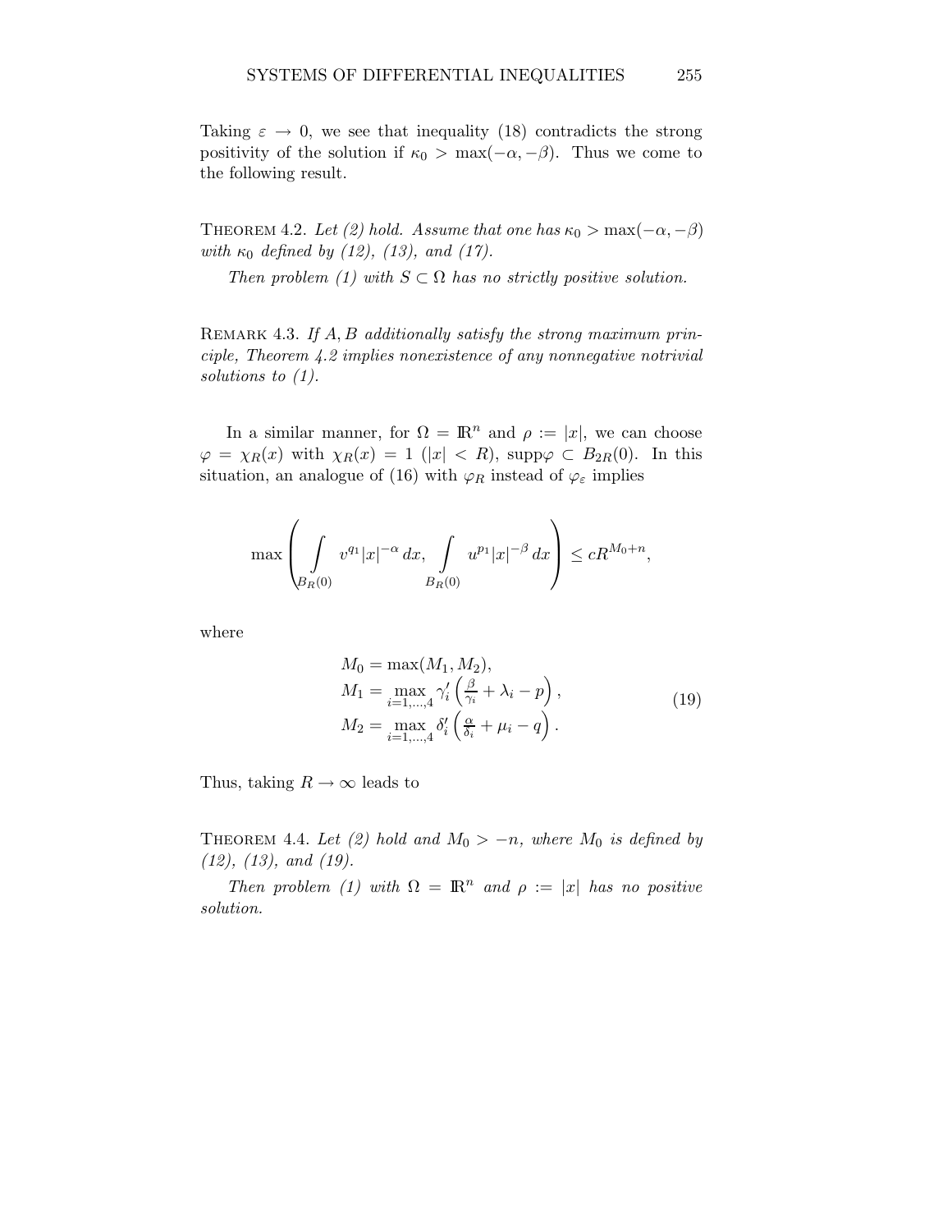Taking $\varepsilon \to 0$, we see that inequality (18) contradicts the strong positivity of the solution if $\kappa_0 > \max(-\alpha, -\beta)$. Thus we come to the following result.

THEOREM 4.2. *Let (2) hold. Assume that one has $\kappa_0 > \max(-\alpha, -\beta)$ with $\kappa_0$ defined by (12), (13), and (17).*

*Then problem (1) with $S \subset \Omega$ has no strictly positive solution.*

REMARK 4.3. *If $A, B$ additionally satisfy the strong maximum principle, Theorem 4.2 implies nonexistence of any nonnegative notrivial solutions to (1).*

In a similar manner, for $\Omega = \mathbb{R}^n$ and $\rho := |x|$, we can choose $\varphi = \chi_R(x)$ with $\chi_R(x) = 1$ ($|x| < R$), $\text{supp}\varphi \subset B_{2R}(0)$. In this situation, an analogue of (16) with $\varphi_R$ instead of $\varphi_\varepsilon$ implies

$$\max\left( \int\limits_{B_R(0)} v^{q_1} |x|^{-\alpha}\, dx, \int\limits_{B_R(0)} u^{p_1} |x|^{-\beta}\, dx \right) \le c R^{M_0 + n},$$

where

$$\begin{aligned} M_0 &= \max(M_1, M_2), \\ M_1 &= \max_{i=1,\dots,4} \gamma_i' \left( \tfrac{\beta}{\gamma_i} + \lambda_i - p \right), \\ M_2 &= \max_{i=1,\dots,4} \delta_i' \left( \tfrac{\alpha}{\delta_i} + \mu_i - q \right). \end{aligned} \tag{19}$$

Thus, taking $R \to \infty$ leads to

THEOREM 4.4. *Let (2) hold and $M_0 > -n$, where $M_0$ is defined by (12), (13), and (19).*

*Then problem (1) with $\Omega = \mathbb{R}^n$ and $\rho := |x|$ has no positive solution.*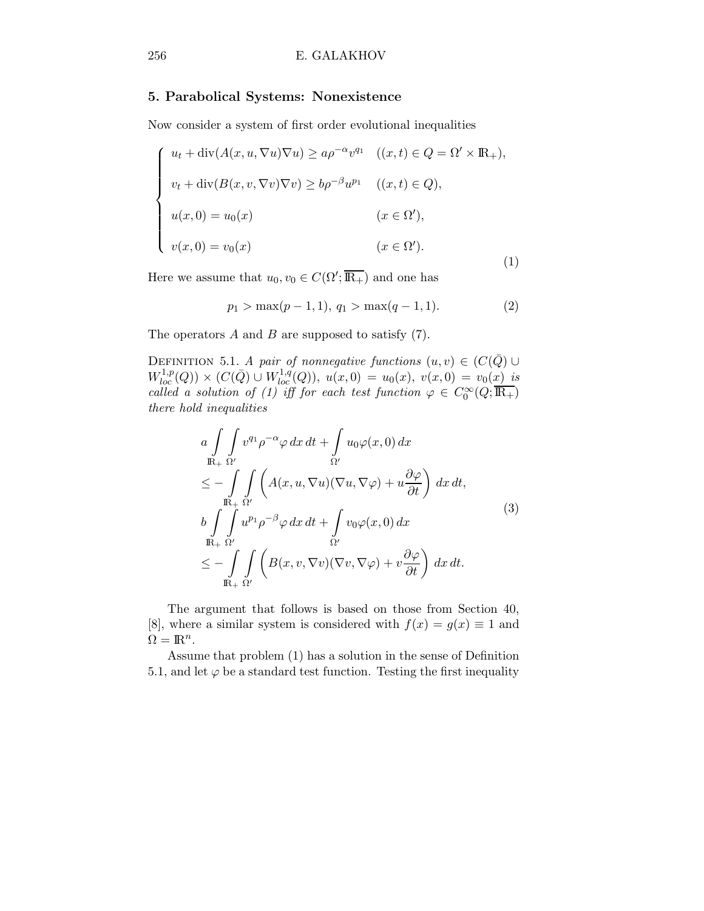## 5. Parabolical Systems: Nonexistence

Now consider a system of first order evolutional inequalities

$$
\begin{cases}
u_t + \operatorname{div}(A(x,u,\nabla u)\nabla u) \geq a\rho^{-\alpha} v^{q_1} & ((x,t) \in Q = \Omega' \times \mathbb{R}_+), \\
v_t + \operatorname{div}(B(x,v,\nabla v)\nabla v) \geq b\rho^{-\beta} u^{p_1} & ((x,t) \in Q), \\
u(x,0) = u_0(x) & (x \in \Omega'), \\
v(x,0) = v_0(x) & (x \in \Omega').
\end{cases}
\tag{1}
$$

Here we assume that $u_0, v_0 \in C(\Omega'; \overline{\mathbb{R}_+})$ and one has

$$
p_1 > \max(p-1, 1),\ q_1 > \max(q-1, 1). \tag{2}
$$

The operators $A$ and $B$ are supposed to satisfy (7).

Definition 5.1. *A pair of nonnegative functions $(u,v) \in (C(\bar{Q}) \cup W^{1,p}_{loc}(Q)) \times (C(\bar{Q}) \cup W^{1,q}_{loc}(Q))$, $u(x,0) = u_0(x)$, $v(x,0) = v_0(x)$ is called a solution of (1) iff for each test function $\varphi \in C_0^\infty(Q; \overline{\mathbb{R}_+})$ there hold inequalities*

$$
\begin{aligned}
& a \int_{\mathbb{R}_+} \int_{\Omega'} v^{q_1} \rho^{-\alpha} \varphi \, dx \, dt + \int_{\Omega'} u_0 \varphi(x,0) \, dx \\
& \leq - \int_{\mathbb{R}_+} \int_{\Omega'} \left( A(x,u,\nabla u)(\nabla u, \nabla \varphi) + u \frac{\partial \varphi}{\partial t} \right) \, dx \, dt, \\
& b \int_{\mathbb{R}_+} \int_{\Omega'} u^{p_1} \rho^{-\beta} \varphi \, dx \, dt + \int_{\Omega'} v_0 \varphi(x,0) \, dx \\
& \leq - \int_{\mathbb{R}_+} \int_{\Omega'} \left( B(x,v,\nabla v)(\nabla v, \nabla \varphi) + v \frac{\partial \varphi}{\partial t} \right) \, dx \, dt.
\end{aligned}
\tag{3}
$$

The argument that follows is based on those from Section 40, [8], where a similar system is considered with $f(x) = g(x) \equiv 1$ and $\Omega = \mathbb{R}^n$.

Assume that problem (1) has a solution in the sense of Definition 5.1, and let $\varphi$ be a standard test function. Testing the first inequality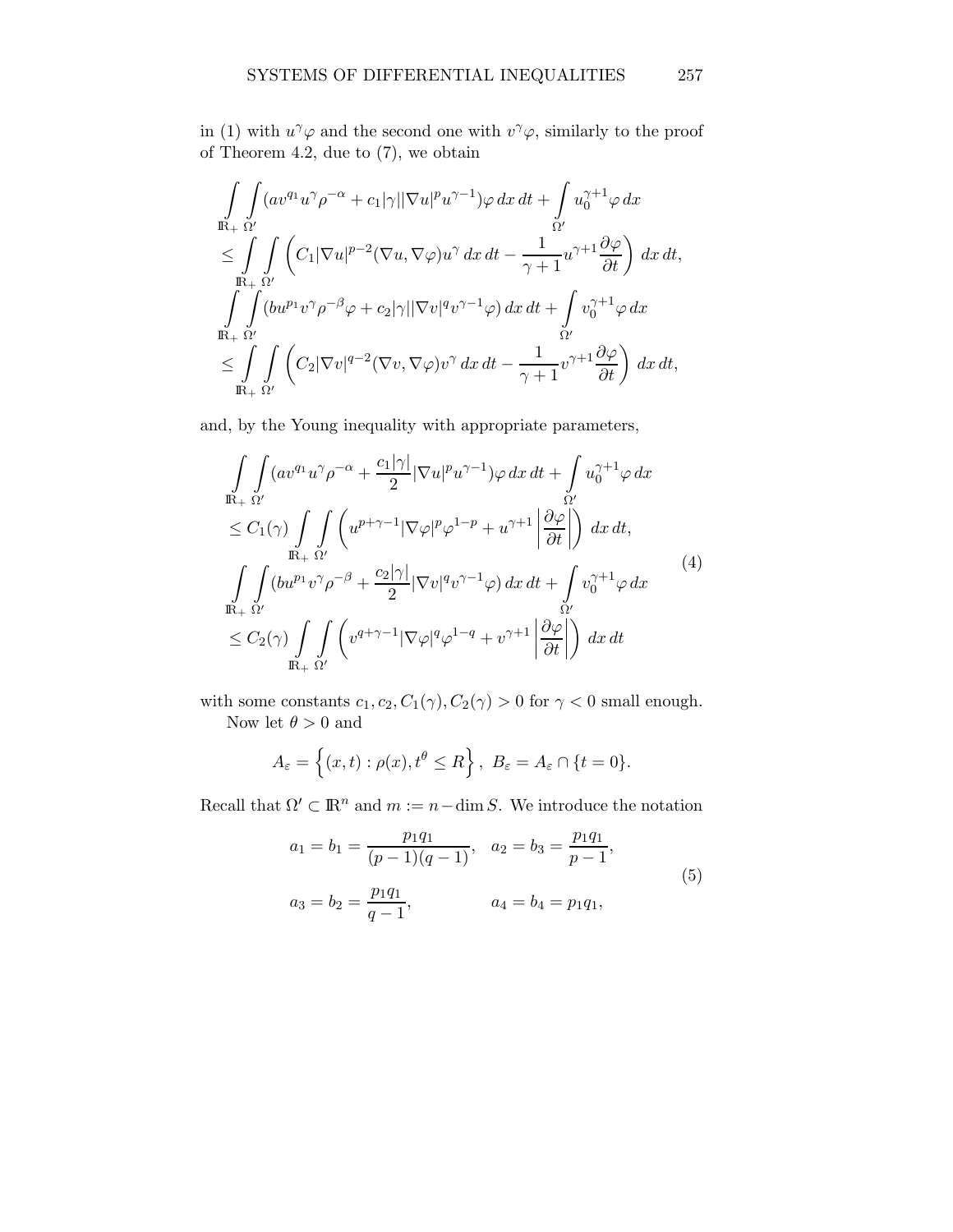in (1) with $u^\gamma \varphi$ and the second one with $v^\gamma \varphi$, similarly to the proof of Theorem 4.2, due to (7), we obtain

$$
\begin{aligned}
&\int\limits_{\mathbb{R}_+}\int\limits_{\Omega'} (a v^{q_1} u^\gamma \rho^{-\alpha} + c_1|\gamma||\nabla u|^p u^{\gamma-1})\varphi \, dx\, dt + \int\limits_{\Omega'} u_0^{\gamma+1}\varphi \, dx \\
&\leq \int\limits_{\mathbb{R}_+}\int\limits_{\Omega'} \left( C_1 |\nabla u|^{p-2}(\nabla u, \nabla \varphi) u^\gamma \, dx\, dt - \frac{1}{\gamma+1} u^{\gamma+1}\frac{\partial \varphi}{\partial t}\right) dx\, dt, \\
&\int\limits_{\mathbb{R}_+}\int\limits_{\Omega'} (b u^{p_1} v^\gamma \rho^{-\beta}\varphi + c_2|\gamma||\nabla v|^q v^{\gamma-1}\varphi) \, dx\, dt + \int\limits_{\Omega'} v_0^{\gamma+1}\varphi \, dx \\
&\leq \int\limits_{\mathbb{R}_+}\int\limits_{\Omega'} \left( C_2 |\nabla v|^{q-2}(\nabla v, \nabla \varphi) v^\gamma \, dx\, dt - \frac{1}{\gamma+1} v^{\gamma+1}\frac{\partial \varphi}{\partial t}\right) dx\, dt,
\end{aligned}
$$

and, by the Young inequality with appropriate parameters,

$$
\begin{aligned}
&\int\limits_{\mathbb{R}_+}\int\limits_{\Omega'} (a v^{q_1} u^\gamma \rho^{-\alpha} + \frac{c_1|\gamma|}{2}|\nabla u|^p u^{\gamma-1})\varphi \, dx\, dt + \int\limits_{\Omega'} u_0^{\gamma+1}\varphi \, dx \\
&\leq C_1(\gamma) \int\limits_{\mathbb{R}_+}\int\limits_{\Omega'} \left( u^{p+\gamma-1}|\nabla \varphi|^p \varphi^{1-p} + u^{\gamma+1}\left|\frac{\partial \varphi}{\partial t}\right|\right) dx\, dt, \\
&\int\limits_{\mathbb{R}_+}\int\limits_{\Omega'} (b u^{p_1} v^\gamma \rho^{-\beta} + \frac{c_2|\gamma|}{2}|\nabla v|^q v^{\gamma-1}\varphi) \, dx\, dt + \int\limits_{\Omega'} v_0^{\gamma+1}\varphi \, dx \\
&\leq C_2(\gamma) \int\limits_{\mathbb{R}_+}\int\limits_{\Omega'} \left( v^{q+\gamma-1}|\nabla \varphi|^q \varphi^{1-q} + v^{\gamma+1}\left|\frac{\partial \varphi}{\partial t}\right|\right) dx\, dt
\end{aligned}
\tag{4}
$$

with some constants $c_1, c_2, C_1(\gamma), C_2(\gamma) > 0$ for $\gamma < 0$ small enough.

Now let $\theta > 0$ and

$$
A_\varepsilon = \left\{ (x,t) : \rho(x), t^\theta \leq R \right\}, \; B_\varepsilon = A_\varepsilon \cap \{t = 0\}.
$$

Recall that $\Omega' \subset \mathbb{R}^n$ and $m := n - \dim S$. We introduce the notation

$$
\begin{aligned}
a_1 = b_1 &= \frac{p_1 q_1}{(p-1)(q-1)}, \quad & a_2 = b_3 &= \frac{p_1 q_1}{p-1}, \\
a_3 = b_2 &= \frac{p_1 q_1}{q-1}, & a_4 = b_4 &= p_1 q_1,
\end{aligned}
\tag{5}
$$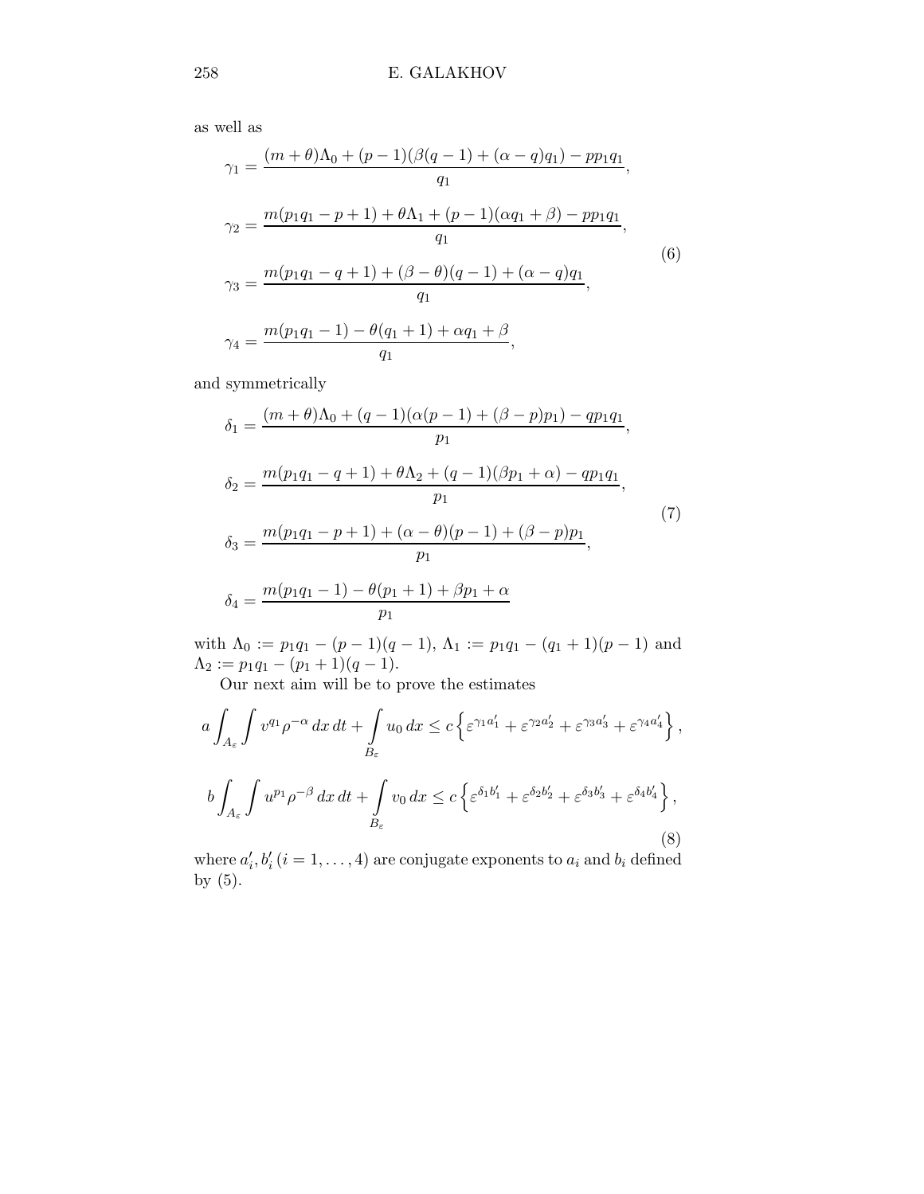as well as

$$
\begin{aligned}
\gamma_1 &= \frac{(m+\theta)\Lambda_0 + (p-1)(\beta(q-1) + (\alpha - q)q_1) - pp_1q_1}{q_1}, \\
\gamma_2 &= \frac{m(p_1q_1 - p + 1) + \theta\Lambda_1 + (p-1)(\alpha q_1 + \beta) - pp_1q_1}{q_1}, \\
\gamma_3 &= \frac{m(p_1q_1 - q + 1) + (\beta - \theta)(q-1) + (\alpha - q)q_1}{q_1}, \\
\gamma_4 &= \frac{m(p_1q_1 - 1) - \theta(q_1 + 1) + \alpha q_1 + \beta}{q_1},
\end{aligned} \tag{6}
$$

and symmetrically

$$
\begin{aligned}
\delta_1 &= \frac{(m+\theta)\Lambda_0 + (q-1)(\alpha(p-1) + (\beta - p)p_1) - qp_1q_1}{p_1}, \\
\delta_2 &= \frac{m(p_1q_1 - q + 1) + \theta\Lambda_2 + (q-1)(\beta p_1 + \alpha) - qp_1q_1}{p_1}, \\
\delta_3 &= \frac{m(p_1q_1 - p + 1) + (\alpha - \theta)(p-1) + (\beta - p)p_1}{p_1}, \\
\delta_4 &= \frac{m(p_1q_1 - 1) - \theta(p_1 + 1) + \beta p_1 + \alpha}{p_1}
\end{aligned} \tag{7}
$$

with $\Lambda_0 := p_1q_1 - (p-1)(q-1)$, $\Lambda_1 := p_1q_1 - (q_1+1)(p-1)$ and $\Lambda_2 := p_1q_1 - (p_1+1)(q-1)$.

Our next aim will be to prove the estimates

$$
\begin{aligned}
a\int_{A_\varepsilon}\int v^{q_1}\rho^{-\alpha}\,dx\,dt + \int_{B_\varepsilon} u_0\,dx &\le c\left\{\varepsilon^{\gamma_1 a_1'} + \varepsilon^{\gamma_2 a_2'} + \varepsilon^{\gamma_3 a_3'} + \varepsilon^{\gamma_4 a_4'}\right\}, \\
b\int_{A_\varepsilon}\int u^{p_1}\rho^{-\beta}\,dx\,dt + \int_{B_\varepsilon} v_0\,dx &\le c\left\{\varepsilon^{\delta_1 b_1'} + \varepsilon^{\delta_2 b_2'} + \varepsilon^{\delta_3 b_3'} + \varepsilon^{\delta_4 b_4'}\right\},
\end{aligned} \tag{8}
$$

where $a_i', b_i'\ (i = 1, \ldots, 4)$ are conjugate exponents to $a_i$ and $b_i$ defined by (5).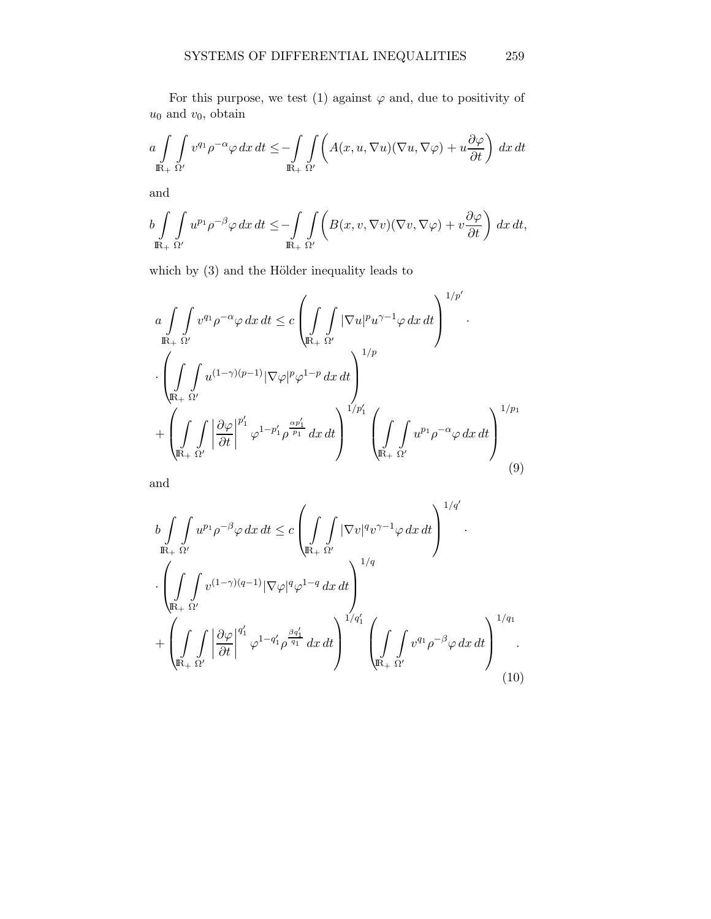For this purpose, we test (1) against $\varphi$ and, due to positivity of $u_0$ and $v_0$, obtain

$$a \int\limits_{\mathbb{R}_+} \int\limits_{\Omega'} v^{q_1} \rho^{-\alpha} \varphi \, dx \, dt \leq - \int\limits_{\mathbb{R}_+} \int\limits_{\Omega'} \left( A(x, u, \nabla u)(\nabla u, \nabla \varphi) + u \frac{\partial \varphi}{\partial t} \right) \, dx \, dt$$

and

$$b \int\limits_{\mathbb{R}_+} \int\limits_{\Omega'} u^{p_1} \rho^{-\beta} \varphi \, dx \, dt \leq - \int\limits_{\mathbb{R}_+} \int\limits_{\Omega'} \left( B(x, v, \nabla v)(\nabla v, \nabla \varphi) + v \frac{\partial \varphi}{\partial t} \right) \, dx \, dt,$$

which by (3) and the Hölder inequality leads to

$$\begin{aligned} a \int\limits_{\mathbb{R}_+} \int\limits_{\Omega'} v^{q_1} \rho^{-\alpha} \varphi \, dx \, dt \leq c & \left( \int\limits_{\mathbb{R}_+} \int\limits_{\Omega'} |\nabla u|^p u^{\gamma - 1} \varphi \, dx \, dt \right)^{1/p'} \cdot \\ & \cdot \left( \int\limits_{\mathbb{R}_+} \int\limits_{\Omega'} u^{(1-\gamma)(p-1)} |\nabla \varphi|^p \varphi^{1-p} \, dx \, dt \right)^{1/p} \\ & + \left( \int\limits_{\mathbb{R}_+} \int\limits_{\Omega'} \left| \frac{\partial \varphi}{\partial t} \right|^{p_1'} \varphi^{1 - p_1'} \rho^{\frac{\alpha p_1'}{p_1}} \, dx \, dt \right)^{1/p_1'} \left( \int\limits_{\mathbb{R}_+} \int\limits_{\Omega'} u^{p_1} \rho^{-\alpha} \varphi \, dx \, dt \right)^{1/p_1} \end{aligned} \tag{9}$$

and

$$\begin{aligned} b \int\limits_{\mathbb{R}_+} \int\limits_{\Omega'} u^{p_1} \rho^{-\beta} \varphi \, dx \, dt \leq c & \left( \int\limits_{\mathbb{R}_+} \int\limits_{\Omega'} |\nabla v|^q v^{\gamma - 1} \varphi \, dx \, dt \right)^{1/q'} \cdot \\ & \cdot \left( \int\limits_{\mathbb{R}_+} \int\limits_{\Omega'} v^{(1-\gamma)(q-1)} |\nabla \varphi|^q \varphi^{1-q} \, dx \, dt \right)^{1/q} \\ & + \left( \int\limits_{\mathbb{R}_+} \int\limits_{\Omega'} \left| \frac{\partial \varphi}{\partial t} \right|^{q_1'} \varphi^{1 - q_1'} \rho^{\frac{\beta q_1'}{q_1}} \, dx \, dt \right)^{1/q_1'} \left( \int\limits_{\mathbb{R}_+} \int\limits_{\Omega'} v^{q_1} \rho^{-\beta} \varphi \, dx \, dt \right)^{1/q_1}. \end{aligned} \tag{10}$$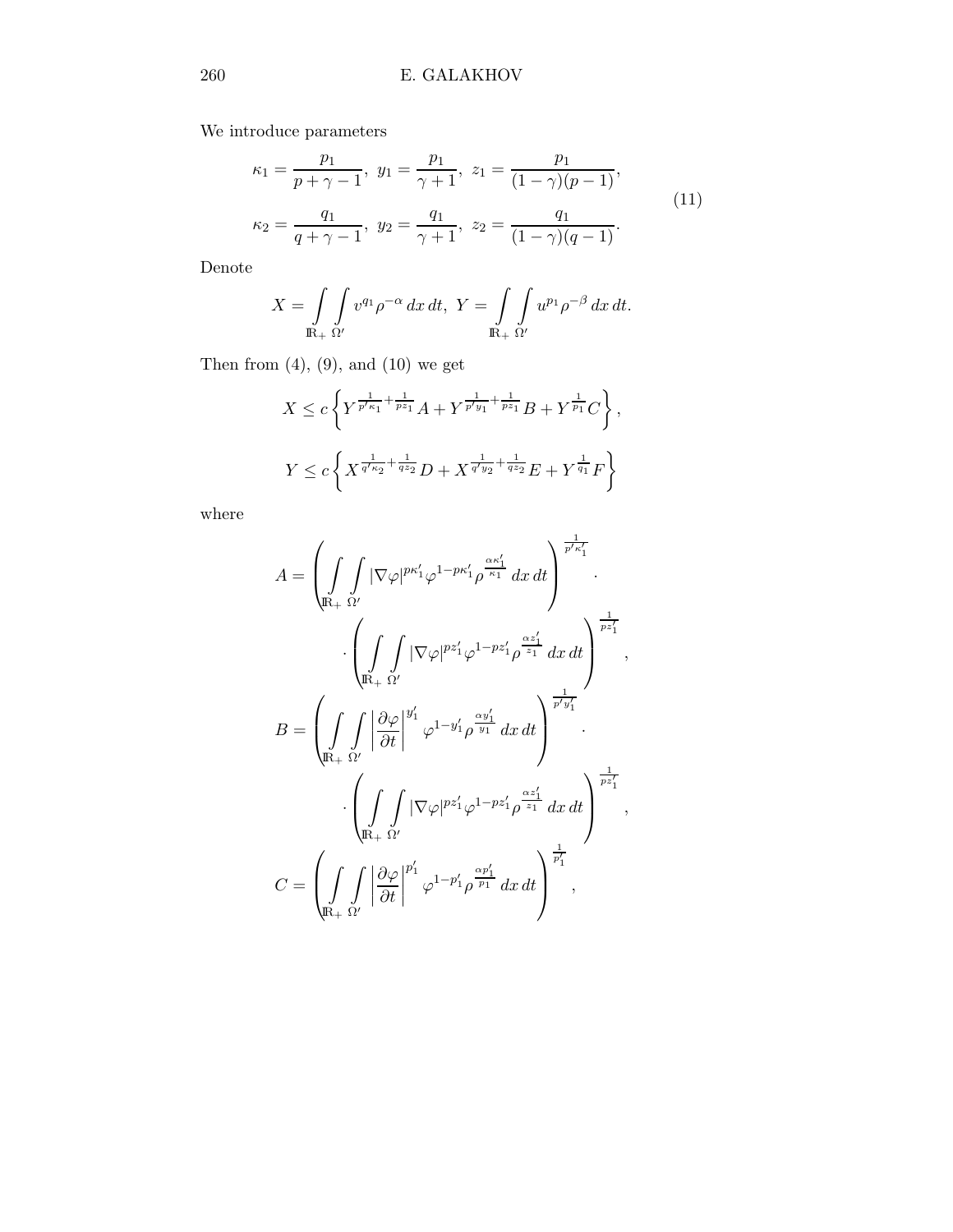We introduce parameters

$$
\begin{aligned}
\kappa_1 &= \frac{p_1}{p+\gamma-1},\ y_1 = \frac{p_1}{\gamma+1},\ z_1 = \frac{p_1}{(1-\gamma)(p-1)}, \\
\kappa_2 &= \frac{q_1}{q+\gamma-1},\ y_2 = \frac{q_1}{\gamma+1},\ z_2 = \frac{q_1}{(1-\gamma)(q-1)}.
\end{aligned}
\tag{11}
$$

Denote

$$
X = \int\limits_{\mathbb{R}_+}\int\limits_{\Omega'} v^{q_1}\rho^{-\alpha}\,dx\,dt,\ Y = \int\limits_{\mathbb{R}_+}\int\limits_{\Omega'} u^{p_1}\rho^{-\beta}\,dx\,dt.
$$

Then from (4), (9), and (10) we get

$$
X \le c\left\{ Y^{\frac{1}{p'\kappa_1}+\frac{1}{pz_1}}A + Y^{\frac{1}{p'y_1}+\frac{1}{pz_1}}B + Y^{\frac{1}{p_1}}C \right\},
$$

$$
Y \le c\left\{ X^{\frac{1}{q'\kappa_2}+\frac{1}{qz_2}}D + X^{\frac{1}{q'y_2}+\frac{1}{qz_2}}E + Y^{\frac{1}{q_1}}F \right\}
$$

where

$$
A = \left( \int\limits_{\mathbb{R}_+}\int\limits_{\Omega'} |\nabla\varphi|^{p\kappa_1'}\varphi^{1-p\kappa_1'}\rho^{\frac{\alpha\kappa_1'}{\kappa_1}}\,dx\,dt \right)^{\frac{1}{p'\kappa_1'}} \cdot
\cdot \left( \int\limits_{\mathbb{R}_+}\int\limits_{\Omega'} |\nabla\varphi|^{pz_1'}\varphi^{1-pz_1'}\rho^{\frac{\alpha z_1'}{z_1}}\,dx\,dt \right)^{\frac{1}{pz_1'}},
$$

$$
B = \left( \int\limits_{\mathbb{R}_+}\int\limits_{\Omega'} \left|\frac{\partial\varphi}{\partial t}\right|^{y_1'}\varphi^{1-y_1'}\rho^{\frac{\alpha y_1'}{y_1}}\,dx\,dt \right)^{\frac{1}{p'y_1'}} \cdot
\cdot \left( \int\limits_{\mathbb{R}_+}\int\limits_{\Omega'} |\nabla\varphi|^{pz_1'}\varphi^{1-pz_1'}\rho^{\frac{\alpha z_1'}{z_1}}\,dx\,dt \right)^{\frac{1}{pz_1'}},
$$

$$
C = \left( \int\limits_{\mathbb{R}_+}\int\limits_{\Omega'} \left|\frac{\partial\varphi}{\partial t}\right|^{p_1'}\varphi^{1-p_1'}\rho^{\frac{\alpha p_1'}{p_1}}\,dx\,dt \right)^{\frac{1}{p_1'}},
$$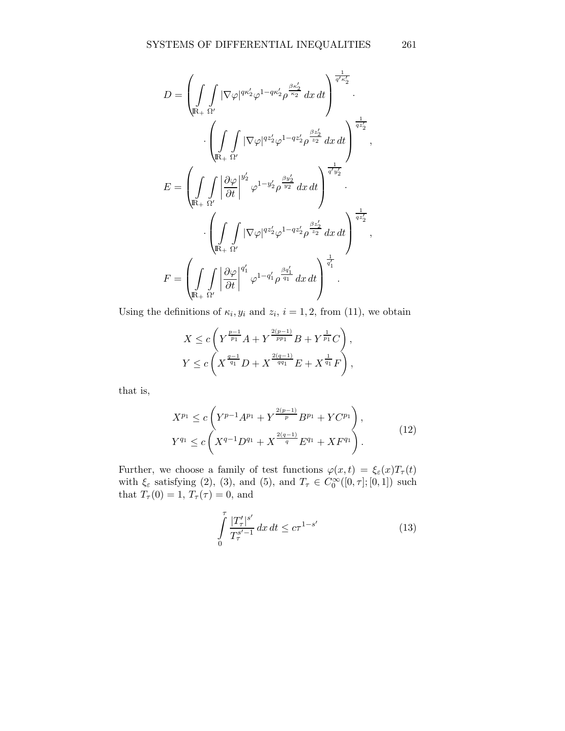$$D = \left( \int\limits_{\mathbb{R}_+} \int\limits_{\Omega'} |\nabla \varphi|^{q\kappa_2'} \varphi^{1-q\kappa_2'} \rho^{\frac{\beta \kappa_2'}{\kappa_2}} \, dx \, dt \right)^{\frac{1}{q'\kappa_2'}} \cdot \left( \int\limits_{\mathbb{R}_+} \int\limits_{\Omega'} |\nabla \varphi|^{qz_2'} \varphi^{1-qz_2'} \rho^{\frac{\beta z_2'}{z_2}} \, dx \, dt \right)^{\frac{1}{qz_2'}},$$

$$E = \left( \int\limits_{\mathbb{R}_+} \int\limits_{\Omega'} \left| \frac{\partial \varphi}{\partial t} \right|^{y_2'} \varphi^{1-y_2'} \rho^{\frac{\beta y_2'}{y_2}} \, dx \, dt \right)^{\frac{1}{q'y_2'}} \cdot \left( \int\limits_{\mathbb{R}_+} \int\limits_{\Omega'} |\nabla \varphi|^{qz_2'} \varphi^{1-qz_2'} \rho^{\frac{\beta z_2'}{z_2}} \, dx \, dt \right)^{\frac{1}{qz_2'}},$$

$$F = \left( \int\limits_{\mathbb{R}_+} \int\limits_{\Omega'} \left| \frac{\partial \varphi}{\partial t} \right|^{q_1'} \varphi^{1-q_1'} \rho^{\frac{\beta q_1'}{q_1}} \, dx \, dt \right)^{\frac{1}{q_1'}}.$$

Using the definitions of $\kappa_i, y_i$ and $z_i$, $i = 1, 2$, from (11), we obtain

$$X \le c \left( Y^{\frac{p-1}{p_1}} A + Y^{\frac{2(p-1)}{pp_1}} B + Y^{\frac{1}{p_1}} C \right),$$
$$Y \le c \left( X^{\frac{q-1}{q_1}} D + X^{\frac{2(q-1)}{qq_1}} E + X^{\frac{1}{q_1}} F \right),$$

that is,

$$\begin{aligned} X^{p_1} &\le c \left( Y^{p-1} A^{p_1} + Y^{\frac{2(p-1)}{p}} B^{p_1} + Y C^{p_1} \right), \\ Y^{q_1} &\le c \left( X^{q-1} D^{q_1} + X^{\frac{2(q-1)}{q}} E^{q_1} + X F^{q_1} \right). \end{aligned} \tag{12}$$

Further, we choose a family of test functions $\varphi(x,t) = \xi_\varepsilon(x) T_\tau(t)$ with $\xi_\varepsilon$ satisfying (2), (3), and (5), and $T_\tau \in C_0^\infty([0,\tau];[0,1])$ such that $T_\tau(0) = 1$, $T_\tau(\tau) = 0$, and

$$\int\limits_0^\tau \frac{|T_\tau'|^{s'}}{T_\tau^{s'-1}} \, dx \, dt \le c\tau^{1-s'} \tag{13}$$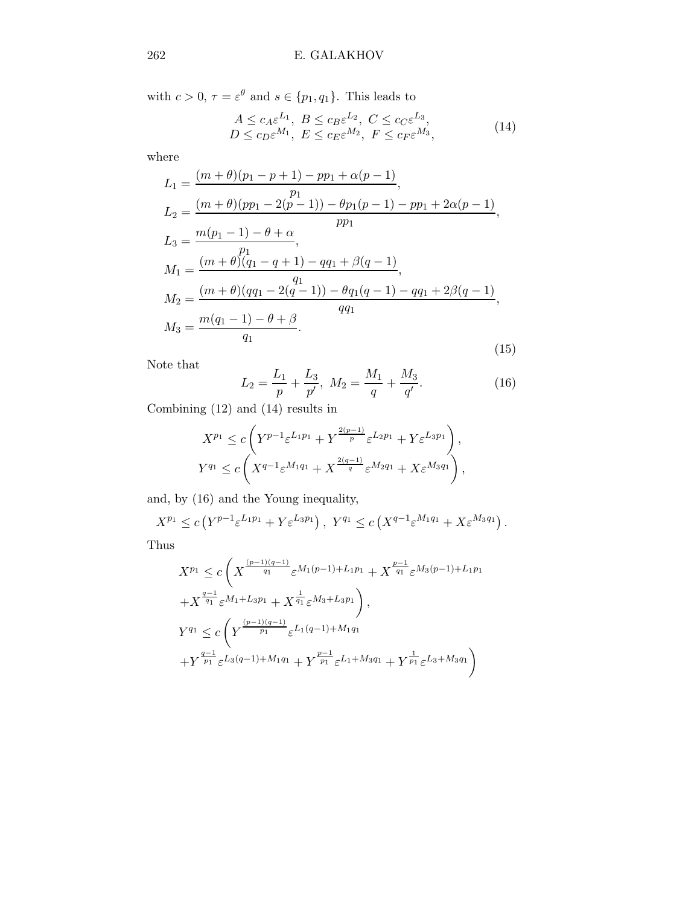with $c > 0$, $\tau = \varepsilon^\theta$ and $s \in \{p_1, q_1\}$. This leads to

$$
\begin{array}{c}
A \le c_A \varepsilon^{L_1},\ B \le c_B \varepsilon^{L_2},\ C \le c_C \varepsilon^{L_3}, \\
D \le c_D \varepsilon^{M_1},\ E \le c_E \varepsilon^{M_2},\ F \le c_F \varepsilon^{M_3},
\end{array} \tag{14}
$$

where

$$
\begin{aligned}
L_1 &= \frac{(m+\theta)(p_1 - p + 1) - pp_1 + \alpha(p-1)}{p_1}, \\
L_2 &= \frac{(m+\theta)(pp_1 - 2(p-1)) - \theta p_1(p-1) - pp_1 + 2\alpha(p-1)}{pp_1}, \\
L_3 &= \frac{m(p_1 - 1) - \theta + \alpha}{p_1}, \\
M_1 &= \frac{(m+\theta)(q_1 - q + 1) - qq_1 + \beta(q-1)}{q_1}, \\
M_2 &= \frac{(m+\theta)(qq_1 - 2(q-1)) - \theta q_1(q-1) - qq_1 + 2\beta(q-1)}{qq_1}, \\
M_3 &= \frac{m(q_1 - 1) - \theta + \beta}{q_1}.
\end{aligned} \tag{15}
$$

Note that

$$
L_2 = \frac{L_1}{p} + \frac{L_3}{p'},\ M_2 = \frac{M_1}{q} + \frac{M_3}{q'}. \tag{16}
$$

Combining (12) and (14) results in

$$
\begin{aligned}
X^{p_1} &\le c\left( Y^{p-1}\varepsilon^{L_1 p_1} + Y^{\frac{2(p-1)}{p}}\varepsilon^{L_2 p_1} + Y\varepsilon^{L_3 p_1} \right), \\
Y^{q_1} &\le c\left( X^{q-1}\varepsilon^{M_1 q_1} + X^{\frac{2(q-1)}{q}}\varepsilon^{M_2 q_1} + X\varepsilon^{M_3 q_1} \right),
\end{aligned}
$$

and, by (16) and the Young inequality,

$$
X^{p_1} \le c\left( Y^{p-1}\varepsilon^{L_1 p_1} + Y\varepsilon^{L_3 p_1} \right),\ Y^{q_1} \le c\left( X^{q-1}\varepsilon^{M_1 q_1} + X\varepsilon^{M_3 q_1} \right).
$$

Thus

$$
\begin{aligned}
X^{p_1} &\le c\left( X^{\frac{(p-1)(q-1)}{q_1}}\varepsilon^{M_1(p-1)+L_1 p_1} + X^{\frac{p-1}{q_1}}\varepsilon^{M_3(p-1)+L_1 p_1} \right. \\
&\left. + X^{\frac{q-1}{q_1}}\varepsilon^{M_1 + L_3 p_1} + X^{\frac{1}{q_1}}\varepsilon^{M_3 + L_3 p_1} \right), \\
Y^{q_1} &\le c\left( Y^{\frac{(p-1)(q-1)}{p_1}}\varepsilon^{L_1(q-1)+M_1 q_1} \right. \\
&\left. + Y^{\frac{q-1}{p_1}}\varepsilon^{L_3(q-1)+M_1 q_1} + Y^{\frac{p-1}{p_1}}\varepsilon^{L_1 + M_3 q_1} + Y^{\frac{1}{p_1}}\varepsilon^{L_3 + M_3 q_1} \right)
\end{aligned}
$$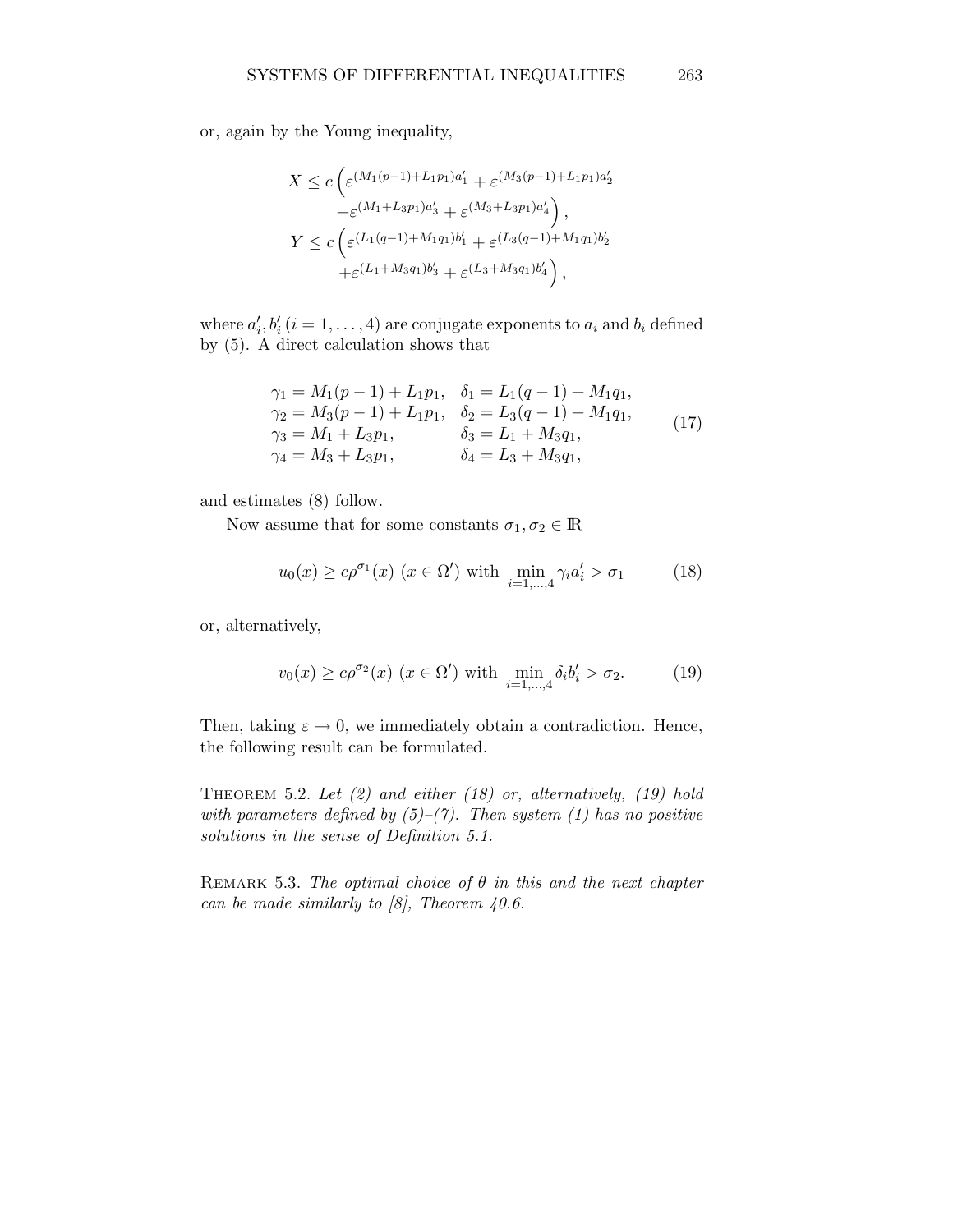or, again by the Young inequality,

$$
\begin{aligned}
X &\leq c\left(\varepsilon^{(M_1(p-1)+L_1p_1)a_1'} + \varepsilon^{(M_3(p-1)+L_1p_1)a_2'}\right.\\
&\qquad \left. + \varepsilon^{(M_1+L_3p_1)a_3'} + \varepsilon^{(M_3+L_3p_1)a_4'}\right),\\
Y &\leq c\left(\varepsilon^{(L_1(q-1)+M_1q_1)b_1'} + \varepsilon^{(L_3(q-1)+M_1q_1)b_2'}\right.\\
&\qquad \left. + \varepsilon^{(L_1+M_3q_1)b_3'} + \varepsilon^{(L_3+M_3q_1)b_4'}\right),
\end{aligned}
$$

where $a_i', b_i'\ (i = 1, \ldots, 4)$ are conjugate exponents to $a_i$ and $b_i$ defined by (5). A direct calculation shows that

$$
\begin{array}{ll}
\gamma_1 = M_1(p-1) + L_1p_1, & \delta_1 = L_1(q-1) + M_1q_1,\\
\gamma_2 = M_3(p-1) + L_1p_1, & \delta_2 = L_3(q-1) + M_1q_1,\\
\gamma_3 = M_1 + L_3p_1, & \delta_3 = L_1 + M_3q_1,\\
\gamma_4 = M_3 + L_3p_1, & \delta_4 = L_3 + M_3q_1,
\end{array}
\tag{17}
$$

and estimates (8) follow.

Now assume that for some constants $\sigma_1, \sigma_2 \in \mathbb{R}$

$$
u_0(x) \geq c\rho^{\sigma_1}(x)\ (x \in \Omega') \text{ with } \min_{i=1,\ldots,4} \gamma_i a_i' > \sigma_1 \tag{18}
$$

or, alternatively,

$$
v_0(x) \geq c\rho^{\sigma_2}(x)\ (x \in \Omega') \text{ with } \min_{i=1,\ldots,4} \delta_i b_i' > \sigma_2. \tag{19}
$$

Then, taking $\varepsilon \to 0$, we immediately obtain a contradiction. Hence, the following result can be formulated.

THEOREM 5.2. *Let (2) and either (18) or, alternatively, (19) hold with parameters defined by (5)–(7). Then system (1) has no positive solutions in the sense of Definition 5.1.*

REMARK 5.3. *The optimal choice of $\theta$ in this and the next chapter can be made similarly to [8], Theorem 40.6.*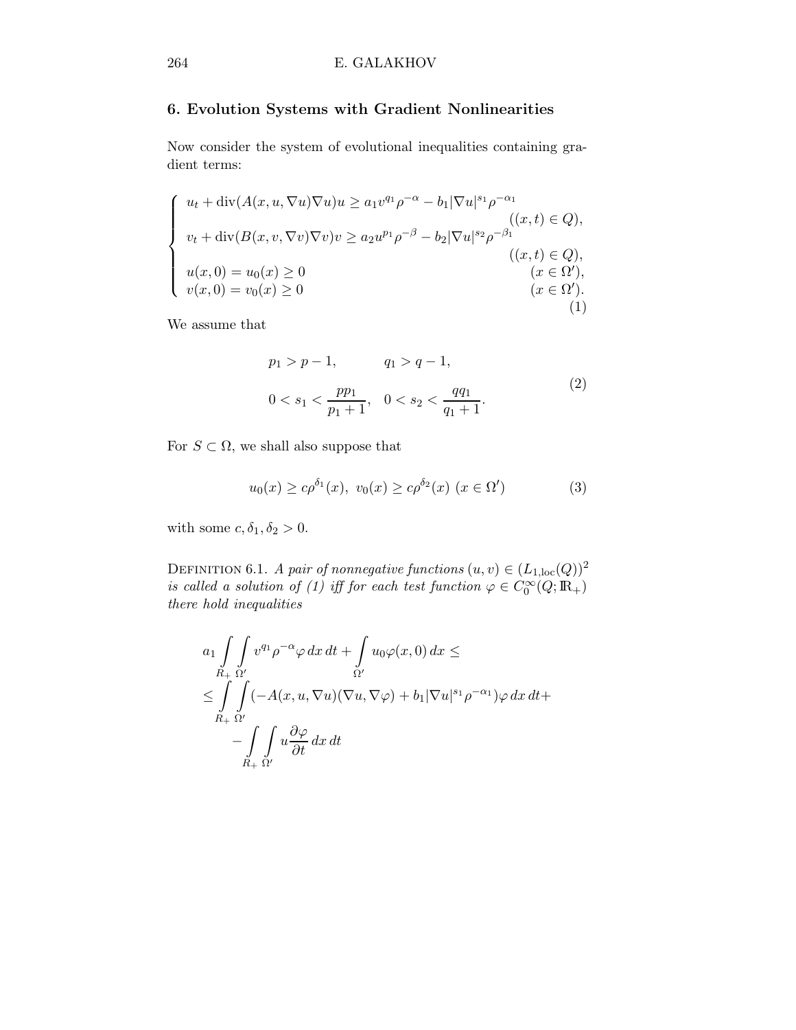## 6. Evolution Systems with Gradient Nonlinearities

Now consider the system of evolutional inequalities containing gradient terms:

$$
\begin{cases}
u_t + \operatorname{div}(A(x,u,\nabla u)\nabla u)u \geq a_1 v^{q_1}\rho^{-\alpha} - b_1|\nabla u|^{s_1}\rho^{-\alpha_1} & ((x,t)\in Q), \\
v_t + \operatorname{div}(B(x,v,\nabla v)\nabla v)v \geq a_2 u^{p_1}\rho^{-\beta} - b_2|\nabla u|^{s_2}\rho^{-\beta_1} & ((x,t)\in Q), \\
u(x,0) = u_0(x) \geq 0 & (x\in\Omega'), \\
v(x,0) = v_0(x) \geq 0 & (x\in\Omega').
\end{cases}
\tag{1}
$$

We assume that

$$
\begin{aligned}
&p_1 > p-1, \qquad q_1 > q-1, \\
&0 < s_1 < \frac{pp_1}{p_1+1}, \quad 0 < s_2 < \frac{qq_1}{q_1+1}.
\end{aligned}
\tag{2}
$$

For $S \subset \Omega$, we shall also suppose that

$$
u_0(x) \geq c\rho^{\delta_1}(x), \; v_0(x) \geq c\rho^{\delta_2}(x) \; (x\in\Omega') \tag{3}
$$

with some $c, \delta_1, \delta_2 > 0$.

Definition 6.1. *A pair of nonnegative functions $(u,v) \in (L_{1,\mathrm{loc}}(Q))^2$ is called a solution of (1) iff for each test function $\varphi \in C_0^\infty(Q;\mathbb{R}_+)$ there hold inequalities*

$$
\begin{aligned}
&a_1 \int\limits_{R_+}\int\limits_{\Omega'} v^{q_1}\rho^{-\alpha}\varphi\,dx\,dt + \int\limits_{\Omega'} u_0\varphi(x,0)\,dx \leq \\
&\leq \int\limits_{R_+}\int\limits_{\Omega'} (-A(x,u,\nabla u)(\nabla u,\nabla\varphi) + b_1|\nabla u|^{s_1}\rho^{-\alpha_1})\varphi\,dx\,dt + \\
&\qquad - \int\limits_{R_+}\int\limits_{\Omega'} u\frac{\partial\varphi}{\partial t}\,dx\,dt
\end{aligned}
$$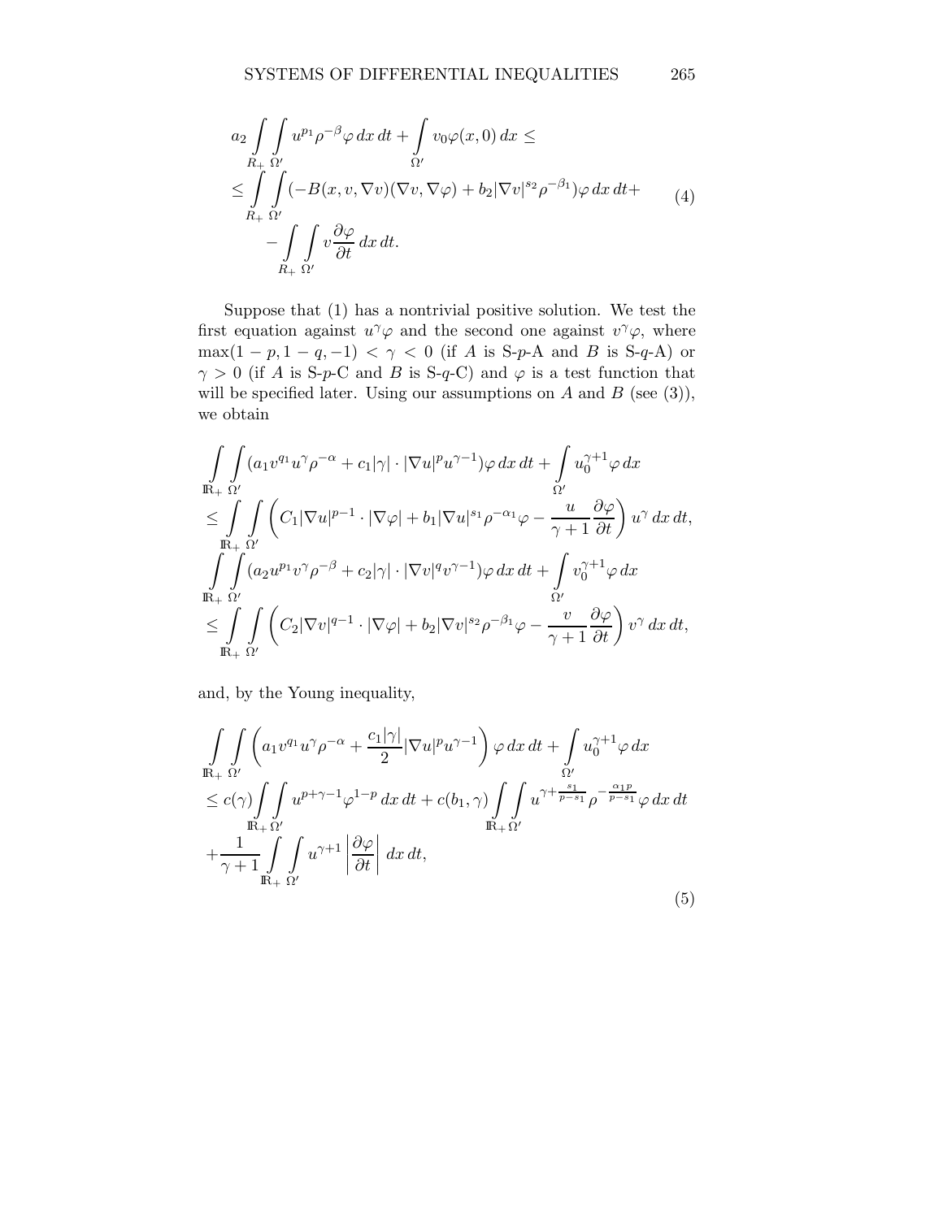$$
\begin{aligned}
&a_2 \int\limits_{R_+}\int\limits_{\Omega'} u^{p_1}\rho^{-\beta}\varphi\,dx\,dt + \int\limits_{\Omega'} v_0\varphi(x,0)\,dx \le \\
&\le \int\limits_{R_+}\int\limits_{\Omega'} (-B(x,v,\nabla v)(\nabla v,\nabla\varphi) + b_2|\nabla v|^{s_2}\rho^{-\beta_1})\varphi\,dx\,dt + \\
&\qquad - \int\limits_{R_+}\int\limits_{\Omega'} v\frac{\partial\varphi}{\partial t}\,dx\,dt.
\end{aligned}
\tag{4}
$$

Suppose that (1) has a nontrivial positive solution. We test the first equation against $u^\gamma\varphi$ and the second one against $v^\gamma\varphi$, where $\max(1-p, 1-q, -1) < \gamma < 0$ (if $A$ is S-$p$-A and $B$ is S-$q$-A) or $\gamma > 0$ (if $A$ is S-$p$-C and $B$ is S-$q$-C) and $\varphi$ is a test function that will be specified later. Using our assumptions on $A$ and $B$ (see (3)), we obtain

$$
\begin{aligned}
&\int\limits_{\mathbb{R}_+}\int\limits_{\Omega'} (a_1 v^{q_1}u^\gamma\rho^{-\alpha} + c_1|\gamma|\cdot|\nabla u|^p u^{\gamma-1})\varphi\,dx\,dt + \int\limits_{\Omega'} u_0^{\gamma+1}\varphi\,dx \\
&\le \int\limits_{\mathbb{R}_+}\int\limits_{\Omega'} \left(C_1|\nabla u|^{p-1}\cdot|\nabla\varphi| + b_1|\nabla u|^{s_1}\rho^{-\alpha_1}\varphi - \frac{u}{\gamma+1}\frac{\partial\varphi}{\partial t}\right)u^\gamma\,dx\,dt, \\
&\int\limits_{\mathbb{R}_+}\int\limits_{\Omega'} (a_2 u^{p_1}v^\gamma\rho^{-\beta} + c_2|\gamma|\cdot|\nabla v|^q v^{\gamma-1})\varphi\,dx\,dt + \int\limits_{\Omega'} v_0^{\gamma+1}\varphi\,dx \\
&\le \int\limits_{\mathbb{R}_+}\int\limits_{\Omega'} \left(C_2|\nabla v|^{q-1}\cdot|\nabla\varphi| + b_2|\nabla v|^{s_2}\rho^{-\beta_1}\varphi - \frac{v}{\gamma+1}\frac{\partial\varphi}{\partial t}\right)v^\gamma\,dx\,dt,
\end{aligned}
$$

and, by the Young inequality,

$$
\begin{aligned}
&\int\limits_{\mathbb{R}_+}\int\limits_{\Omega'} \left(a_1 v^{q_1}u^\gamma\rho^{-\alpha} + \frac{c_1|\gamma|}{2}|\nabla u|^p u^{\gamma-1}\right)\varphi\,dx\,dt + \int\limits_{\Omega'} u_0^{\gamma+1}\varphi\,dx \\
&\le c(\gamma)\int\limits_{\mathbb{R}_+}\int\limits_{\Omega'} u^{p+\gamma-1}\varphi^{1-p}\,dx\,dt + c(b_1,\gamma)\int\limits_{\mathbb{R}_+}\int\limits_{\Omega'} u^{\gamma+\frac{s_1}{p-s_1}}\rho^{-\frac{\alpha_1 p}{p-s_1}}\varphi\,dx\,dt \\
&+\frac{1}{\gamma+1}\int\limits_{\mathbb{R}_+}\int\limits_{\Omega'} u^{\gamma+1}\left|\frac{\partial\varphi}{\partial t}\right|\,dx\,dt,
\end{aligned}
\tag{5}
$$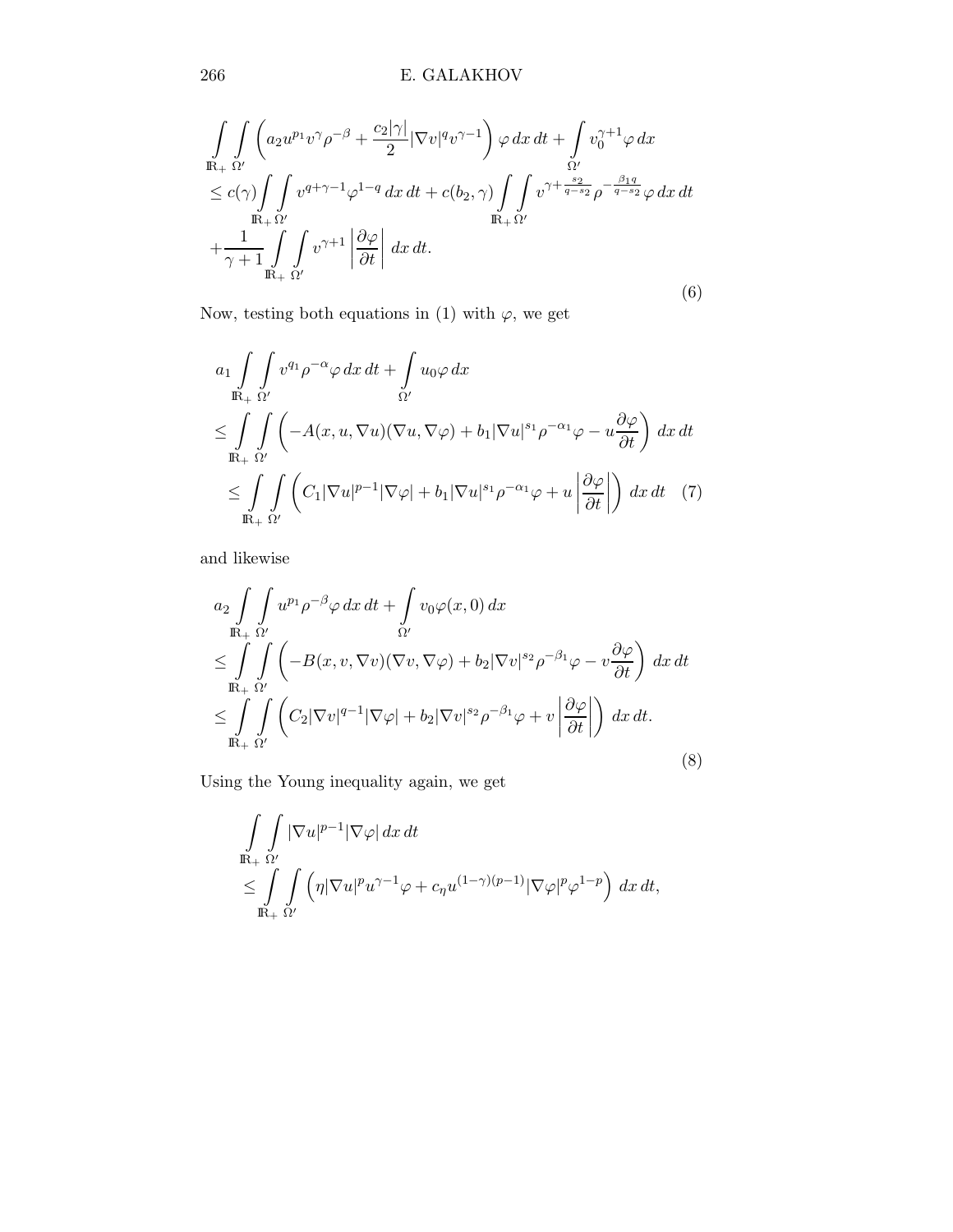$$
\begin{aligned}
&\int\limits_{\mathbb{R}_+}\int\limits_{\Omega'} \left( a_2 u^{p_1} v^{\gamma} \rho^{-\beta} + \frac{c_2|\gamma|}{2} |\nabla v|^q v^{\gamma-1} \right) \varphi \, dx \, dt + \int\limits_{\Omega'} v_0^{\gamma+1} \varphi \, dx \\
&\leq c(\gamma) \int\limits_{\mathbb{R}_+}\int\limits_{\Omega'} v^{q+\gamma-1} \varphi^{1-q} \, dx \, dt + c(b_2, \gamma) \int\limits_{\mathbb{R}_+}\int\limits_{\Omega'} v^{\gamma + \frac{s_2}{q-s_2}} \rho^{-\frac{\beta_1 q}{q-s_2}} \varphi \, dx \, dt \\
&+ \frac{1}{\gamma+1} \int\limits_{\mathbb{R}_+}\int\limits_{\Omega'} v^{\gamma+1} \left| \frac{\partial \varphi}{\partial t} \right| \, dx \, dt.
\end{aligned} \tag{6}
$$

Now, testing both equations in (1) with $\varphi$, we get

$$
\begin{aligned}
&a_1 \int\limits_{\mathbb{R}_+}\int\limits_{\Omega'} v^{q_1} \rho^{-\alpha} \varphi \, dx \, dt + \int\limits_{\Omega'} u_0 \varphi \, dx \\
&\leq \int\limits_{\mathbb{R}_+}\int\limits_{\Omega'} \left( -A(x, u, \nabla u)(\nabla u, \nabla \varphi) + b_1 |\nabla u|^{s_1} \rho^{-\alpha_1} \varphi - u \frac{\partial \varphi}{\partial t} \right) \, dx \, dt \\
&\leq \int\limits_{\mathbb{R}_+}\int\limits_{\Omega'} \left( C_1 |\nabla u|^{p-1} |\nabla \varphi| + b_1 |\nabla u|^{s_1} \rho^{-\alpha_1} \varphi + u \left| \frac{\partial \varphi}{\partial t} \right| \right) \, dx \, dt
\end{aligned} \tag{7}
$$

and likewise

$$
\begin{aligned}
&a_2 \int\limits_{\mathbb{R}_+}\int\limits_{\Omega'} u^{p_1} \rho^{-\beta} \varphi \, dx \, dt + \int\limits_{\Omega'} v_0 \varphi(x, 0) \, dx \\
&\leq \int\limits_{\mathbb{R}_+}\int\limits_{\Omega'} \left( -B(x, v, \nabla v)(\nabla v, \nabla \varphi) + b_2 |\nabla v|^{s_2} \rho^{-\beta_1} \varphi - v \frac{\partial \varphi}{\partial t} \right) \, dx \, dt \\
&\leq \int\limits_{\mathbb{R}_+}\int\limits_{\Omega'} \left( C_2 |\nabla v|^{q-1} |\nabla \varphi| + b_2 |\nabla v|^{s_2} \rho^{-\beta_1} \varphi + v \left| \frac{\partial \varphi}{\partial t} \right| \right) \, dx \, dt.
\end{aligned} \tag{8}
$$

Using the Young inequality again, we get

$$
\begin{aligned}
&\int\limits_{\mathbb{R}_+}\int\limits_{\Omega'} |\nabla u|^{p-1} |\nabla \varphi| \, dx \, dt \\
&\leq \int\limits_{\mathbb{R}_+}\int\limits_{\Omega'} \left( \eta |\nabla u|^p u^{\gamma-1} \varphi + c_\eta u^{(1-\gamma)(p-1)} |\nabla \varphi|^p \varphi^{1-p} \right) \, dx \, dt,
\end{aligned}
$$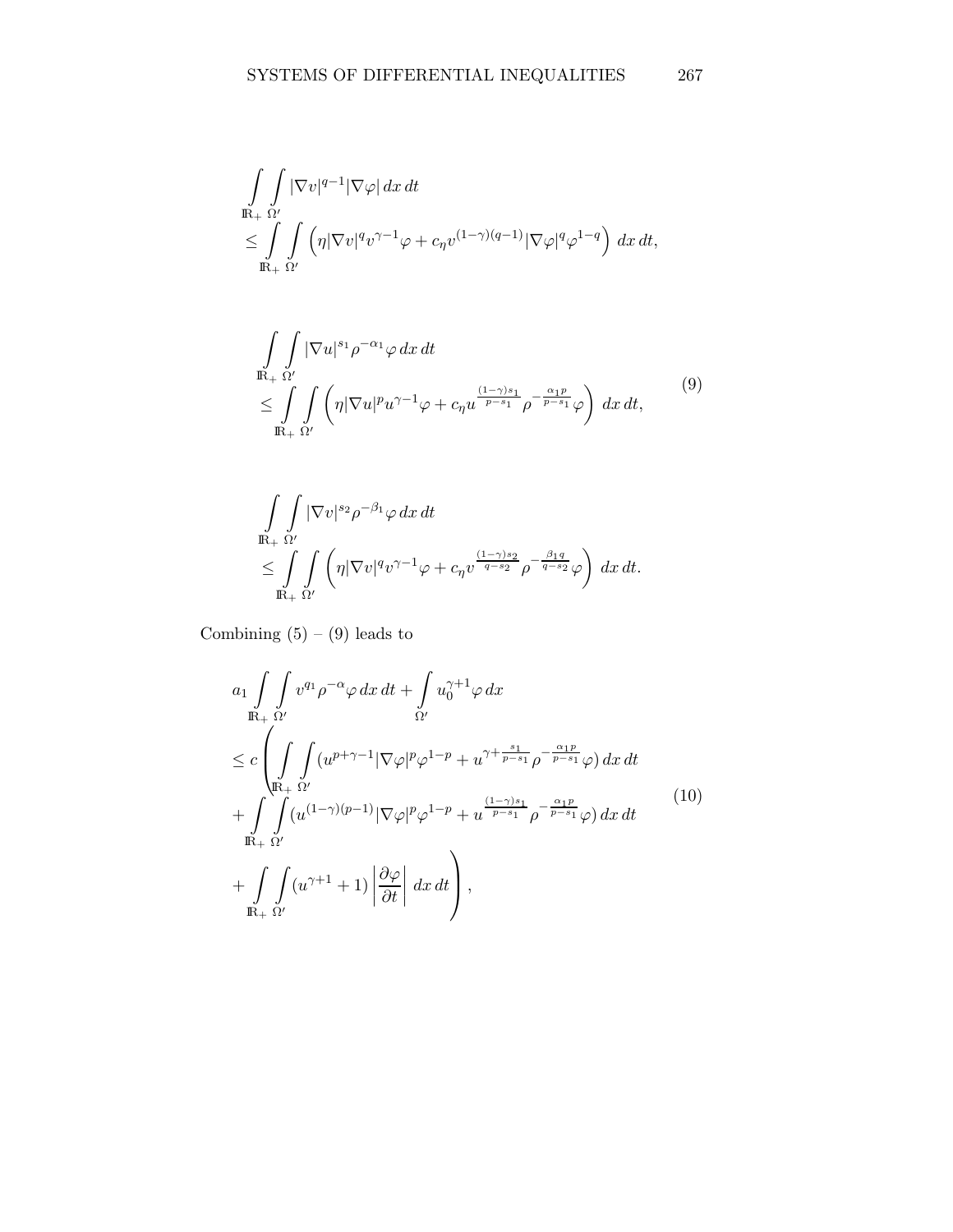$$\int_{\mathbb{R}_+}\int_{\Omega'} |\nabla v|^{q-1}|\nabla\varphi|\,dx\,dt$$
$$\leq \int_{\mathbb{R}_+}\int_{\Omega'} \left(\eta|\nabla v|^q v^{\gamma-1}\varphi + c_\eta v^{(1-\gamma)(q-1)}|\nabla\varphi|^q\varphi^{1-q}\right)\,dx\,dt,$$

$$\int_{\mathbb{R}_+}\int_{\Omega'} |\nabla u|^{s_1}\rho^{-\alpha_1}\varphi\,dx\,dt$$
$$\leq \int_{\mathbb{R}_+}\int_{\Omega'} \left(\eta|\nabla u|^p u^{\gamma-1}\varphi + c_\eta u^{\frac{(1-\gamma)s_1}{p-s_1}}\rho^{-\frac{\alpha_1 p}{p-s_1}}\varphi\right)\,dx\,dt, \tag{9}$$

$$\int_{\mathbb{R}_+}\int_{\Omega'} |\nabla v|^{s_2}\rho^{-\beta_1}\varphi\,dx\,dt$$
$$\leq \int_{\mathbb{R}_+}\int_{\Omega'} \left(\eta|\nabla v|^q v^{\gamma-1}\varphi + c_\eta v^{\frac{(1-\gamma)s_2}{q-s_2}}\rho^{-\frac{\beta_1 q}{q-s_2}}\varphi\right)\,dx\,dt.$$

Combining (5) – (9) leads to

$$a_1\int_{\mathbb{R}_+}\int_{\Omega'} v^{q_1}\rho^{-\alpha}\varphi\,dx\,dt + \int_{\Omega'} u_0^{\gamma+1}\varphi\,dx$$
$$\leq c\Bigg(\int_{\mathbb{R}_+}\int_{\Omega'} (u^{p+\gamma-1}|\nabla\varphi|^p\varphi^{1-p} + u^{\gamma+\frac{s_1}{p-s_1}}\rho^{-\frac{\alpha_1 p}{p-s_1}}\varphi)\,dx\,dt$$
$$+\int_{\mathbb{R}_+}\int_{\Omega'} (u^{(1-\gamma)(p-1)}|\nabla\varphi|^p\varphi^{1-p} + u^{\frac{(1-\gamma)s_1}{p-s_1}}\rho^{-\frac{\alpha_1 p}{p-s_1}}\varphi)\,dx\,dt \tag{10}$$
$$+\int_{\mathbb{R}_+}\int_{\Omega'} (u^{\gamma+1}+1)\left|\frac{\partial\varphi}{\partial t}\right|\,dx\,dt\Bigg),$$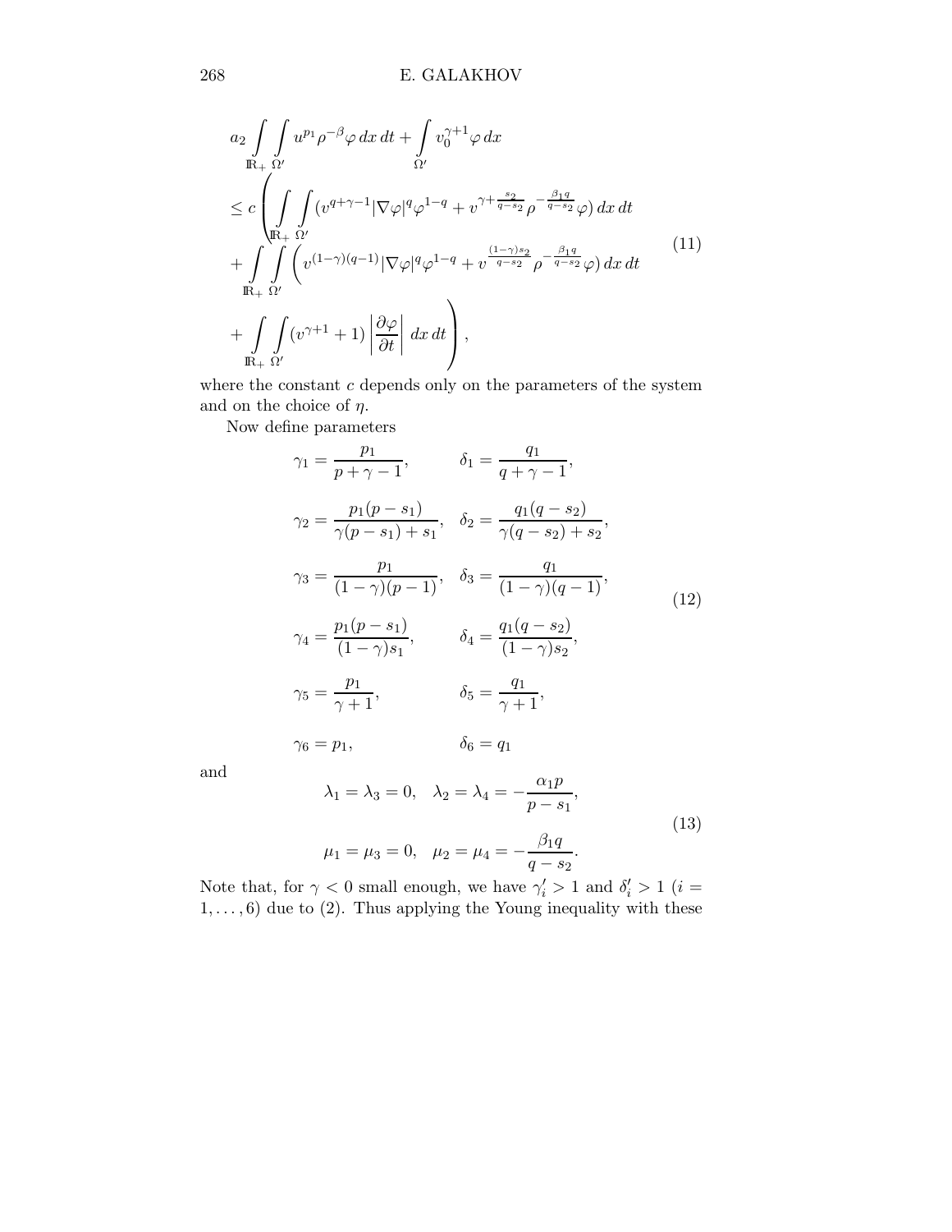$$
\begin{aligned}
&a_2 \int\limits_{\mathbb{R}_+} \int\limits_{\Omega'} u^{p_1} \rho^{-\beta} \varphi \, dx \, dt + \int\limits_{\Omega'} v_0^{\gamma+1} \varphi \, dx \\
&\leq c \left( \int\limits_{\mathbb{R}_+} \int\limits_{\Omega'} (v^{q+\gamma-1} |\nabla \varphi|^q \varphi^{1-q} + v^{\gamma + \frac{s_2}{q-s_2}} \rho^{-\frac{\beta_1 q}{q-s_2}} \varphi) \, dx \, dt \right. \\
&+ \int\limits_{\mathbb{R}_+} \int\limits_{\Omega'} \left( v^{(1-\gamma)(q-1)} |\nabla \varphi|^q \varphi^{1-q} + v^{\frac{(1-\gamma)s_2}{q-s_2}} \rho^{-\frac{\beta_1 q}{q-s_2}} \varphi \right) dx \, dt \\
&\left. + \int\limits_{\mathbb{R}_+} \int\limits_{\Omega'} (v^{\gamma+1} + 1) \left| \frac{\partial \varphi}{\partial t} \right| dx \, dt \right),
\end{aligned} \tag{11}
$$

where the constant $c$ depends only on the parameters of the system and on the choice of $\eta$.

Now define parameters

$$
\begin{aligned}
\gamma_1 &= \frac{p_1}{p+\gamma-1}, & \delta_1 &= \frac{q_1}{q+\gamma-1}, \\
\gamma_2 &= \frac{p_1(p-s_1)}{\gamma(p-s_1)+s_1}, & \delta_2 &= \frac{q_1(q-s_2)}{\gamma(q-s_2)+s_2}, \\
\gamma_3 &= \frac{p_1}{(1-\gamma)(p-1)}, & \delta_3 &= \frac{q_1}{(1-\gamma)(q-1)}, \\
\gamma_4 &= \frac{p_1(p-s_1)}{(1-\gamma)s_1}, & \delta_4 &= \frac{q_1(q-s_2)}{(1-\gamma)s_2}, \\
\gamma_5 &= \frac{p_1}{\gamma+1}, & \delta_5 &= \frac{q_1}{\gamma+1}, \\
\gamma_6 &= p_1, & \delta_6 &= q_1
\end{aligned} \tag{12}
$$

and

$$
\begin{aligned}
\lambda_1 = \lambda_3 = 0, \quad \lambda_2 = \lambda_4 = -\frac{\alpha_1 p}{p-s_1}, \\
\mu_1 = \mu_3 = 0, \quad \mu_2 = \mu_4 = -\frac{\beta_1 q}{q-s_2}.
\end{aligned} \tag{13}
$$

Note that, for $\gamma < 0$ small enough, we have $\gamma_i' > 1$ and $\delta_i' > 1$ ($i = 1, \ldots, 6$) due to (2). Thus applying the Young inequality with these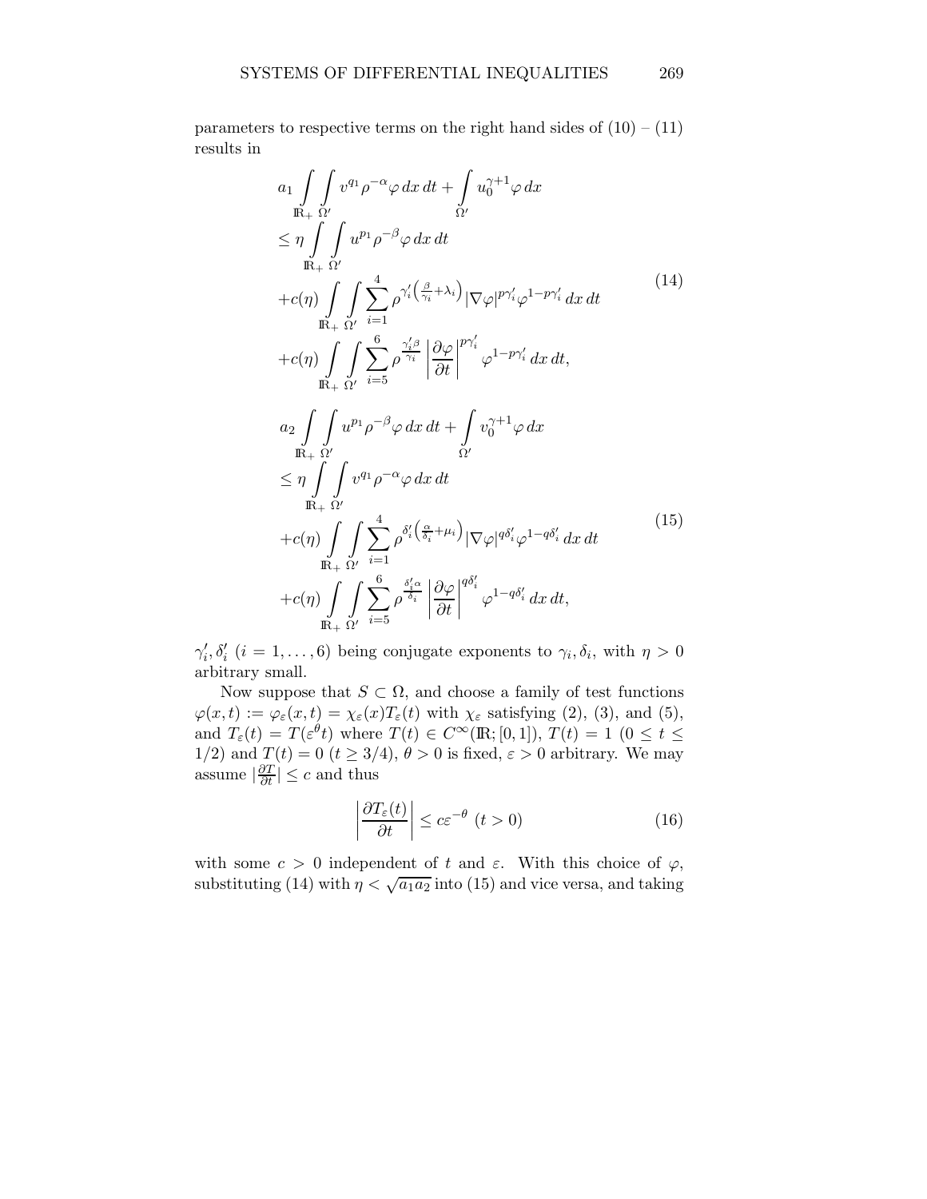parameters to respective terms on the right hand sides of (10) – (11) results in

$$
\begin{aligned}
&a_1 \int_{\mathbb{R}_+} \int_{\Omega'} v^{q_1} \rho^{-\alpha} \varphi \, dx\, dt + \int_{\Omega'} u_0^{\gamma+1} \varphi \, dx \\
&\leq \eta \int_{\mathbb{R}_+} \int_{\Omega'} u^{p_1} \rho^{-\beta} \varphi \, dx\, dt \\
&+ c(\eta) \int_{\mathbb{R}_+} \int_{\Omega'} \sum_{i=1}^{4} \rho^{\gamma_i' \left( \frac{\beta}{\gamma_i} + \lambda_i \right)} |\nabla \varphi|^{p\gamma_i'} \varphi^{1-p\gamma_i'} \, dx\, dt \\
&+ c(\eta) \int_{\mathbb{R}_+} \int_{\Omega'} \sum_{i=5}^{6} \rho^{\frac{\gamma_i' \beta}{\gamma_i}} \left| \frac{\partial \varphi}{\partial t} \right|^{p\gamma_i'} \varphi^{1-p\gamma_i'} \, dx\, dt,
\end{aligned}
\tag{14}
$$

$$
\begin{aligned}
&a_2 \int_{\mathbb{R}_+} \int_{\Omega'} u^{p_1} \rho^{-\beta} \varphi \, dx\, dt + \int_{\Omega'} v_0^{\gamma+1} \varphi \, dx \\
&\leq \eta \int_{\mathbb{R}_+} \int_{\Omega'} v^{q_1} \rho^{-\alpha} \varphi \, dx\, dt \\
&+ c(\eta) \int_{\mathbb{R}_+} \int_{\Omega'} \sum_{i=1}^{4} \rho^{\delta_i' \left( \frac{\alpha}{\delta_i} + \mu_i \right)} |\nabla \varphi|^{q\delta_i'} \varphi^{1-q\delta_i'} \, dx\, dt \\
&+ c(\eta) \int_{\mathbb{R}_+} \int_{\Omega'} \sum_{i=5}^{6} \rho^{\frac{\delta_i' \alpha}{\delta_i}} \left| \frac{\partial \varphi}{\partial t} \right|^{q\delta_i'} \varphi^{1-q\delta_i'} \, dx\, dt,
\end{aligned}
\tag{15}
$$

$\gamma_i', \delta_i'$ $(i = 1, \ldots, 6)$ being conjugate exponents to $\gamma_i, \delta_i$, with $\eta > 0$ arbitrary small.

Now suppose that $S \subset \Omega$, and choose a family of test functions $\varphi(x,t) := \varphi_\varepsilon(x,t) = \chi_\varepsilon(x) T_\varepsilon(t)$ with $\chi_\varepsilon$ satisfying (2), (3), and (5), and $T_\varepsilon(t) = T(\varepsilon^\theta t)$ where $T(t) \in C^\infty(\mathbb{R}; [0,1])$, $T(t) = 1$ $(0 \leq t \leq 1/2)$ and $T(t) = 0$ $(t \geq 3/4)$, $\theta > 0$ is fixed, $\varepsilon > 0$ arbitrary. We may assume $|\frac{\partial T}{\partial t}| \leq c$ and thus

$$
\left| \frac{\partial T_\varepsilon(t)}{\partial t} \right| \leq c \varepsilon^{-\theta} \ (t > 0)
\tag{16}
$$

with some $c > 0$ independent of $t$ and $\varepsilon$. With this choice of $\varphi$, substituting (14) with $\eta < \sqrt{a_1 a_2}$ into (15) and vice versa, and taking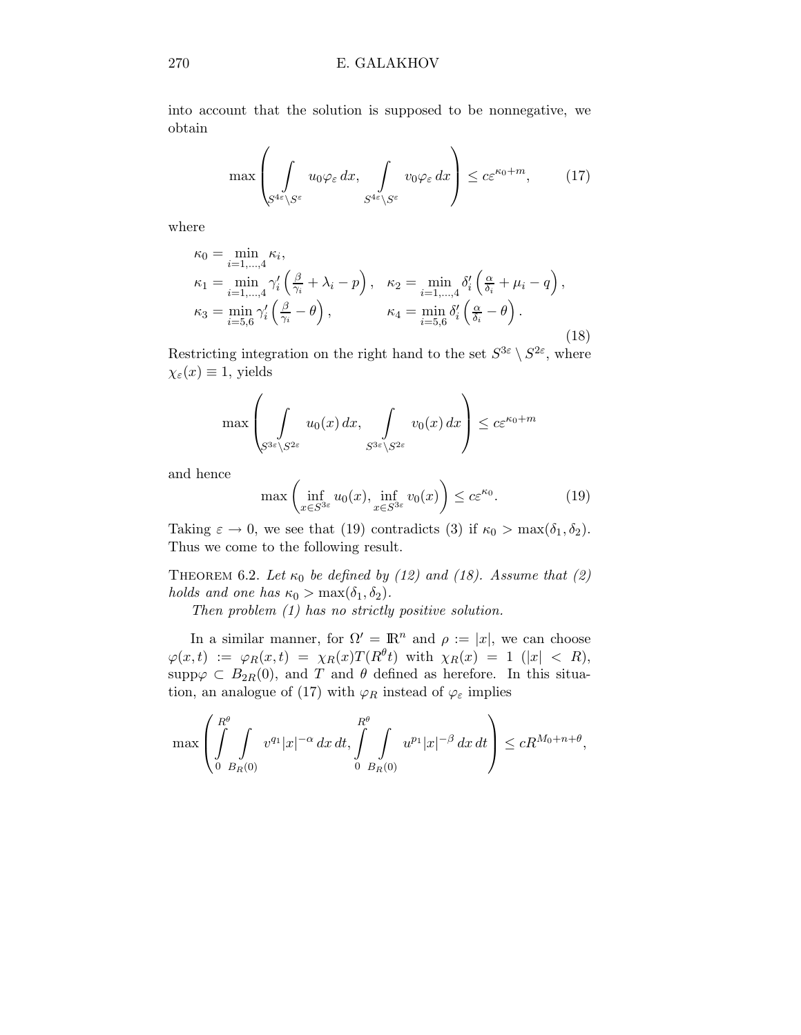into account that the solution is supposed to be nonnegative, we obtain

$$\max\left(\int\limits_{S^{4\varepsilon}\setminus S^{\varepsilon}} u_0\varphi_\varepsilon\,dx,\ \int\limits_{S^{4\varepsilon}\setminus S^{\varepsilon}} v_0\varphi_\varepsilon\,dx\right)\le c\varepsilon^{\kappa_0+m}, \tag{17}$$

where

$$\begin{aligned}
&\kappa_0=\min_{i=1,\dots,4}\kappa_i,\\
&\kappa_1=\min_{i=1,\dots,4}\gamma_i'\left(\tfrac{\beta}{\gamma_i}+\lambda_i-p\right),\quad \kappa_2=\min_{i=1,\dots,4}\delta_i'\left(\tfrac{\alpha}{\delta_i}+\mu_i-q\right),\\
&\kappa_3=\min_{i=5,6}\gamma_i'\left(\tfrac{\beta}{\gamma_i}-\theta\right),\qquad\qquad \kappa_4=\min_{i=5,6}\delta_i'\left(\tfrac{\alpha}{\delta_i}-\theta\right).
\end{aligned} \tag{18}$$

Restricting integration on the right hand to the set $S^{3\varepsilon}\setminus S^{2\varepsilon}$, where $\chi_\varepsilon(x)\equiv 1$, yields

$$\max\left(\int\limits_{S^{3\varepsilon}\setminus S^{2\varepsilon}} u_0(x)\,dx,\ \int\limits_{S^{3\varepsilon}\setminus S^{2\varepsilon}} v_0(x)\,dx\right)\le c\varepsilon^{\kappa_0+m}$$

and hence

$$\max\left(\inf_{x\in S^{3\varepsilon}} u_0(x),\ \inf_{x\in S^{3\varepsilon}} v_0(x)\right)\le c\varepsilon^{\kappa_0}. \tag{19}$$

Taking $\varepsilon\to 0$, we see that (19) contradicts (3) if $\kappa_0>\max(\delta_1,\delta_2)$. Thus we come to the following result.

**Theorem 6.2.** *Let $\kappa_0$ be defined by (12) and (18). Assume that (2) holds and one has $\kappa_0>\max(\delta_1,\delta_2)$.*

*Then problem (1) has no strictly positive solution.*

In a similar manner, for $\Omega'=\mathbb{R}^n$ and $\rho:=|x|$, we can choose $\varphi(x,t):=\varphi_R(x,t)=\chi_R(x)T(R^\theta t)$ with $\chi_R(x)=1$ $(|x|<R)$, $\operatorname{supp}\varphi\subset B_{2R}(0)$, and $T$ and $\theta$ defined as herefore. In this situation, an analogue of (17) with $\varphi_R$ instead of $\varphi_\varepsilon$ implies

$$\max\left(\int\limits_0^{R^\theta}\int\limits_{B_R(0)} v^{q_1}|x|^{-\alpha}\,dx\,dt,\ \int\limits_0^{R^\theta}\int\limits_{B_R(0)} u^{p_1}|x|^{-\beta}\,dx\,dt\right)\le cR^{M_0+n+\theta},$$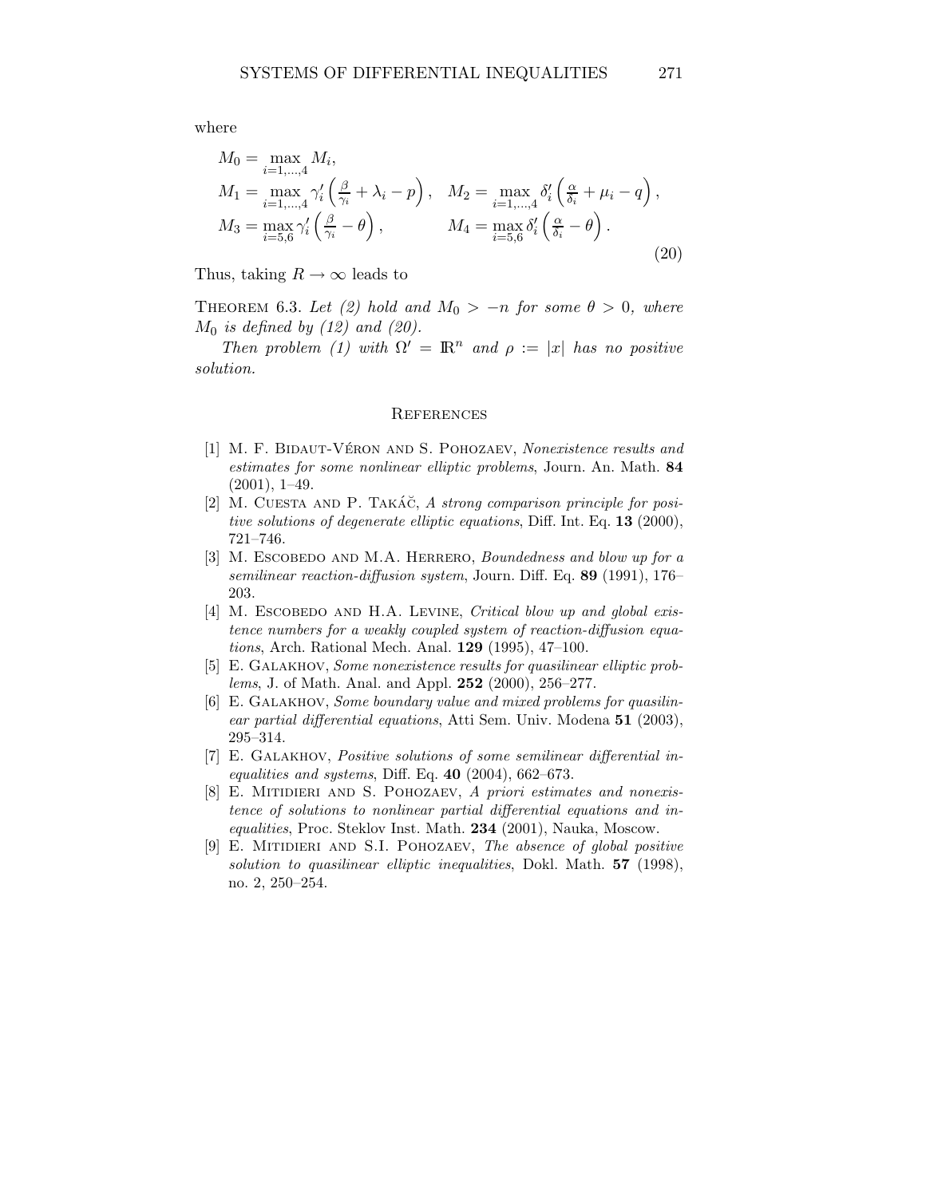where

$$
\begin{aligned}
&M_0 = \max_{i=1,\dots,4} M_i,\\
&M_1 = \max_{i=1,\dots,4} \gamma_i' \left( \tfrac{\beta}{\gamma_i} + \lambda_i - p \right), \quad M_2 = \max_{i=1,\dots,4} \delta_i' \left( \tfrac{\alpha}{\delta_i} + \mu_i - q \right),\\
&M_3 = \max_{i=5,6} \gamma_i' \left( \tfrac{\beta}{\gamma_i} - \theta \right), \qquad\quad M_4 = \max_{i=5,6} \delta_i' \left( \tfrac{\alpha}{\delta_i} - \theta \right).
\end{aligned}
\tag{20}
$$

Thus, taking $R \to \infty$ leads to

Theorem 6.3. *Let (2) hold and $M_0 > -n$ for some $\theta > 0$, where $M_0$ is defined by (12) and (20).*

*Then problem (1) with $\Omega' = \mathbb{R}^n$ and $\rho := |x|$ has no positive solution.*

## References

[1] M. F. Bidaut-Véron and S. Pohozaev, *Nonexistence results and estimates for some nonlinear elliptic problems*, Journ. An. Math. **84** (2001), 1–49.

[2] M. Cuesta and P. Takáč, *A strong comparison principle for positive solutions of degenerate elliptic equations*, Diff. Int. Eq. **13** (2000), 721–746.

[3] M. Escobedo and M.A. Herrero, *Boundedness and blow up for a semilinear reaction-diffusion system*, Journ. Diff. Eq. **89** (1991), 176–203.

[4] M. Escobedo and H.A. Levine, *Critical blow up and global existence numbers for a weakly coupled system of reaction-diffusion equations*, Arch. Rational Mech. Anal. **129** (1995), 47–100.

[5] E. Galakhov, *Some nonexistence results for quasilinear elliptic problems*, J. of Math. Anal. and Appl. **252** (2000), 256–277.

[6] E. Galakhov, *Some boundary value and mixed problems for quasilinear partial differential equations*, Atti Sem. Univ. Modena **51** (2003), 295–314.

[7] E. Galakhov, *Positive solutions of some semilinear differential inequalities and systems*, Diff. Eq. **40** (2004), 662–673.

[8] E. Mitidieri and S. Pohozaev, *A priori estimates and nonexistence of solutions to nonlinear partial differential equations and inequalities*, Proc. Steklov Inst. Math. **234** (2001), Nauka, Moscow.

[9] E. Mitidieri and S.I. Pohozaev, *The absence of global positive solution to quasilinear elliptic inequalities*, Dokl. Math. **57** (1998), no. 2, 250–254.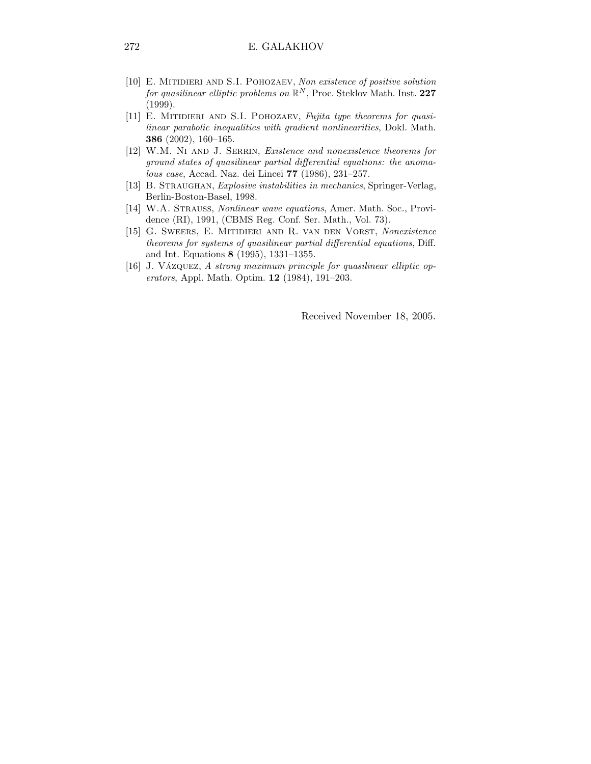[10] E. Mitidieri and S.I. Pohozaev, *Non existence of positive solution for quasilinear elliptic problems on* $\mathbb{R}^N$, Proc. Steklov Math. Inst. **227** (1999).

[11] E. Mitidieri and S.I. Pohozaev, *Fujita type theorems for quasilinear parabolic inequalities with gradient nonlinearities*, Dokl. Math. **386** (2002), 160–165.

[12] W.M. Ni and J. Serrin, *Existence and nonexistence theorems for ground states of quasilinear partial differential equations: the anomalous case*, Accad. Naz. dei Lincei **77** (1986), 231–257.

[13] B. Straughan, *Explosive instabilities in mechanics*, Springer-Verlag, Berlin-Boston-Basel, 1998.

[14] W.A. Strauss, *Nonlinear wave equations*, Amer. Math. Soc., Providence (RI), 1991, (CBMS Reg. Conf. Ser. Math., Vol. 73).

[15] G. Sweers, E. Mitidieri and R. van den Vorst, *Nonexistence theorems for systems of quasilinear partial differential equations*, Diff. and Int. Equations **8** (1995), 1331–1355.

[16] J. Vázquez, *A strong maximum principle for quasilinear elliptic operators*, Appl. Math. Optim. **12** (1984), 191–203.

Received November 18, 2005.